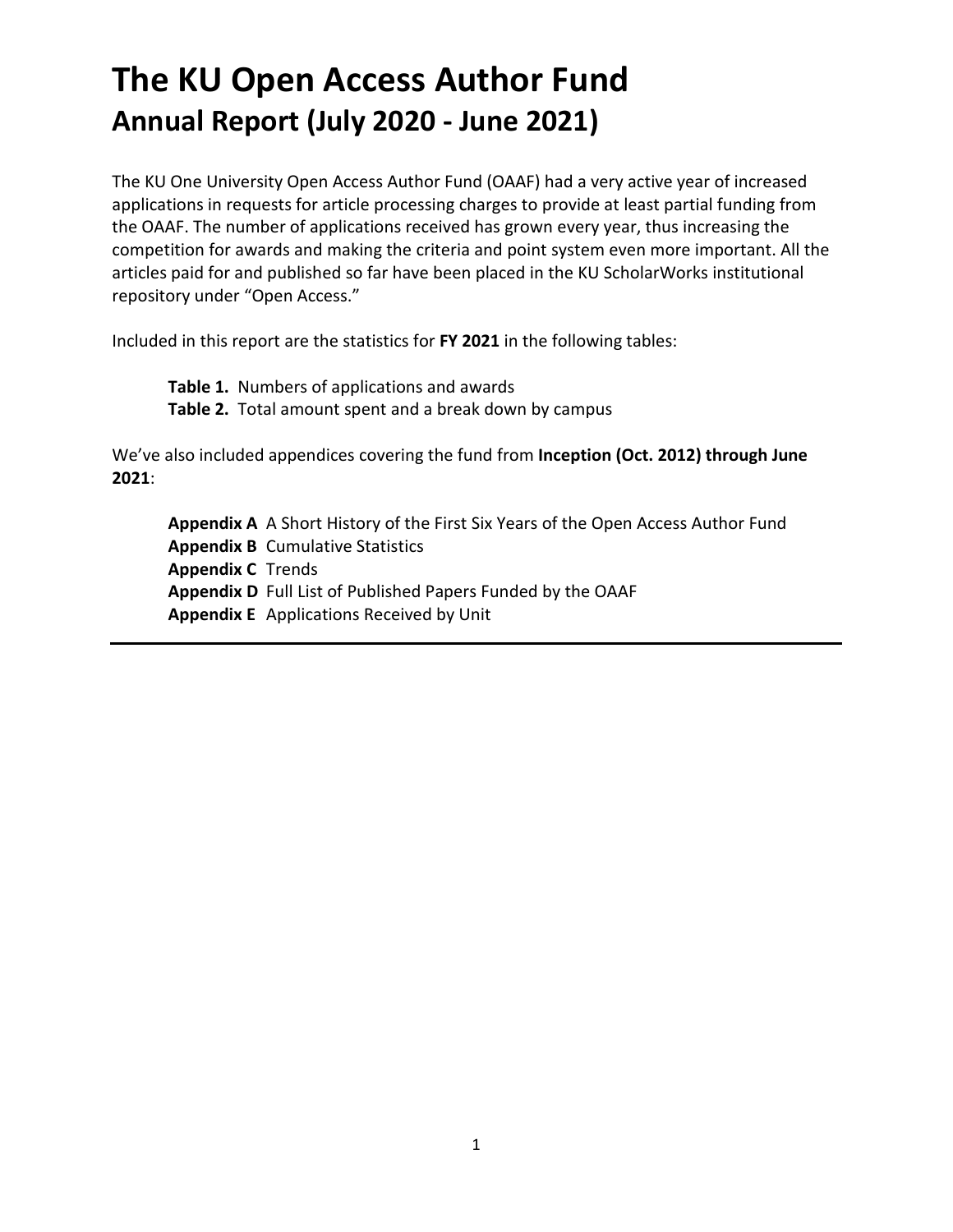# The KU Open Access Author Fund

## Annual Report (July 2020 - June 2021)

The KU One University Open Access Author Fund (OAAF) had a very active year of increased applications in requests for article processing charges to provide at least partial funding from the OAAF. The number of applications received has grown every year, thus increasing the competition for awards and making the criteria and point system even more important. All the articles paid for and published so far have been placed in the KU ScholarWorks institutional repository under "Open Access."

Included in this report are the statistics for **FY 2021** in the following tables:

**Table 1.** Numbers of applications and awards
**Table 2.** Total amount spent and a break down by campus

We've also included appendices covering the fund from **Inception (Oct. 2012) through June 2021**:

**Appendix A** A Short History of the First Six Years of the Open Access Author Fund
**Appendix B** Cumulative Statistics
**Appendix C** Trends
**Appendix D** Full List of Published Papers Funded by the OAAF
**Appendix E** Applications Received by Unit

---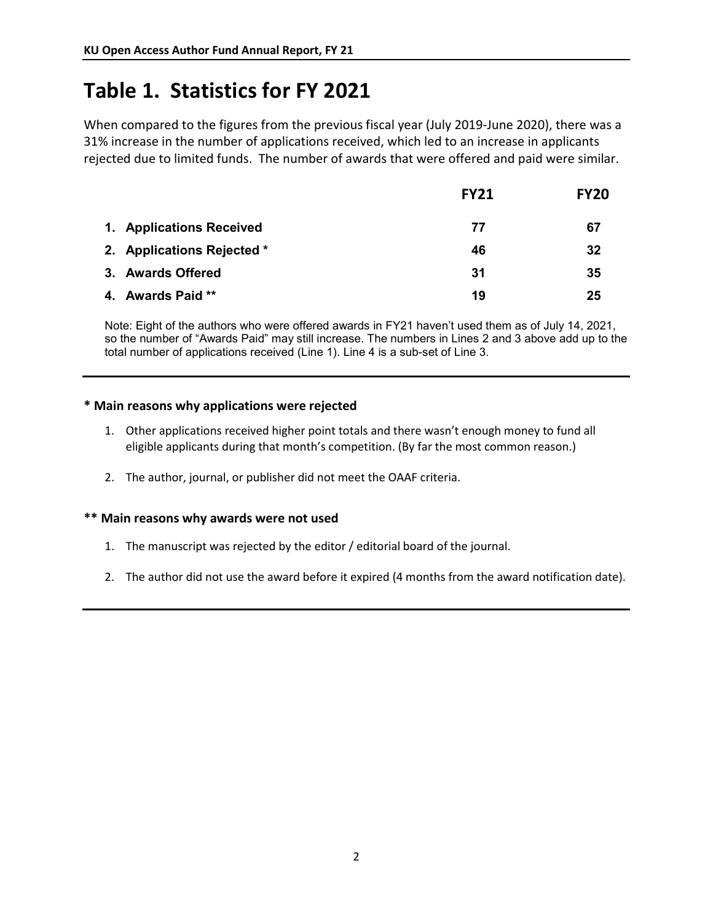# Table 1. Statistics for FY 2021

When compared to the figures from the previous fiscal year (July 2019-June 2020), there was a 31% increase in the number of applications received, which led to an increase in applicants rejected due to limited funds. The number of awards that were offered and paid were similar.

| | FY21 | FY20 |
|---|---|---|
| 1. Applications Received | 77 | 67 |
| 2. Applications Rejected * | 46 | 32 |
| 3. Awards Offered | 31 | 35 |
| 4. Awards Paid ** | 19 | 25 |

Note: Eight of the authors who were offered awards in FY21 haven't used them as of July 14, 2021, so the number of "Awards Paid" may still increase. The numbers in Lines 2 and 3 above add up to the total number of applications received (Line 1). Line 4 is a sub-set of Line 3.

**\* Main reasons why applications were rejected**

1. Other applications received higher point totals and there wasn't enough money to fund all eligible applicants during that month's competition. (By far the most common reason.)
2. The author, journal, or publisher did not meet the OAAF criteria.

**\*\* Main reasons why awards were not used**

1. The manuscript was rejected by the editor / editorial board of the journal.
2. The author did not use the award before it expired (4 months from the award notification date).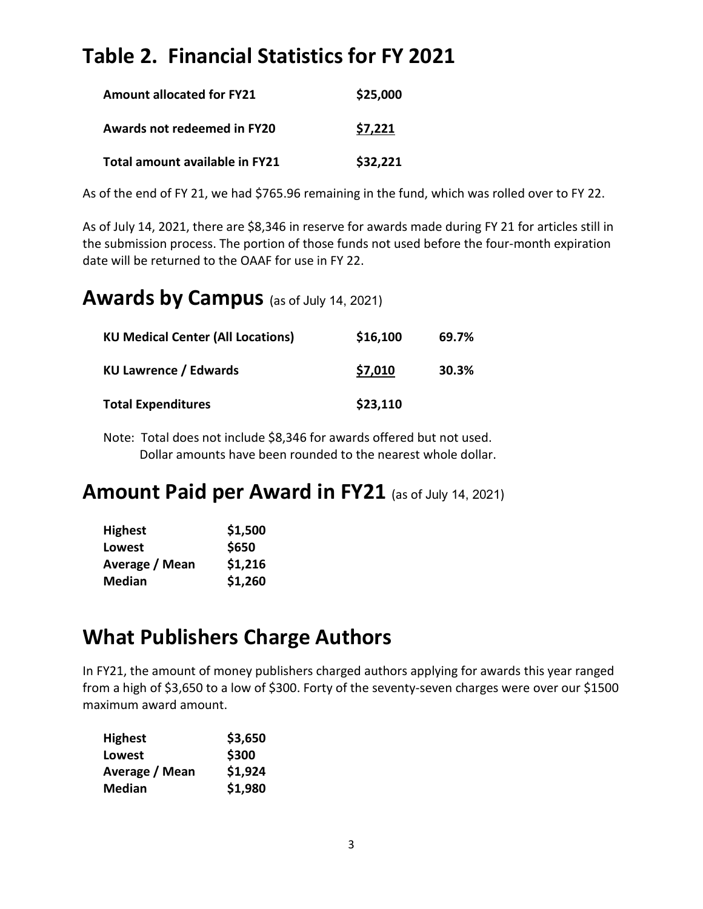# Table 2. Financial Statistics for FY 2021

| | |
|---|---|
| **Amount allocated for FY21** | **$25,000** |
| **Awards not redeemed in FY20** | **$7,221** |
| **Total amount available in FY21** | **$32,221** |

As of the end of FY 21, we had $765.96 remaining in the fund, which was rolled over to FY 22.

As of July 14, 2021, there are $8,346 in reserve for awards made during FY 21 for articles still in the submission process. The portion of those funds not used before the four-month expiration date will be returned to the OAAF for use in FY 22.

## Awards by Campus (as of July 14, 2021)

| | | |
|---|---|---|
| **KU Medical Center (All Locations)** | **$16,100** | **69.7%** |
| **KU Lawrence / Edwards** | **$7,010** | **30.3%** |
| **Total Expenditures** | **$23,110** | |

Note: Total does not include $8,346 for awards offered but not used.
Dollar amounts have been rounded to the nearest whole dollar.

## Amount Paid per Award in FY21 (as of July 14, 2021)

| | |
|---|---|
| **Highest** | **$1,500** |
| **Lowest** | **$650** |
| **Average / Mean** | **$1,216** |
| **Median** | **$1,260** |

## What Publishers Charge Authors

In FY21, the amount of money publishers charged authors applying for awards this year ranged from a high of $3,650 to a low of $300. Forty of the seventy-seven charges were over our $1500 maximum award amount.

| | |
|---|---|
| **Highest** | **$3,650** |
| **Lowest** | **$300** |
| **Average / Mean** | **$1,924** |
| **Median** | **$1,980** |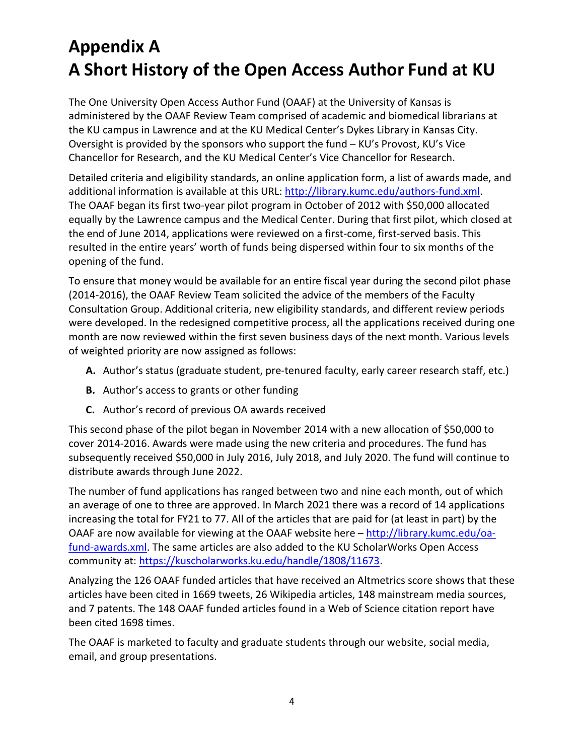# Appendix A
# A Short History of the Open Access Author Fund at KU

The One University Open Access Author Fund (OAAF) at the University of Kansas is administered by the OAAF Review Team comprised of academic and biomedical librarians at the KU campus in Lawrence and at the KU Medical Center's Dykes Library in Kansas City. Oversight is provided by the sponsors who support the fund – KU's Provost, KU's Vice Chancellor for Research, and the KU Medical Center's Vice Chancellor for Research.

Detailed criteria and eligibility standards, an online application form, a list of awards made, and additional information is available at this URL: [http://library.kumc.edu/authors-fund.xml](http://library.kumc.edu/authors-fund.xml). The OAAF began its first two-year pilot program in October of 2012 with $50,000 allocated equally by the Lawrence campus and the Medical Center. During that first pilot, which closed at the end of June 2014, applications were reviewed on a first-come, first-served basis. This resulted in the entire years' worth of funds being dispersed within four to six months of the opening of the fund.

To ensure that money would be available for an entire fiscal year during the second pilot phase (2014-2016), the OAAF Review Team solicited the advice of the members of the Faculty Consultation Group. Additional criteria, new eligibility standards, and different review periods were developed. In the redesigned competitive process, all the applications received during one month are now reviewed within the first seven business days of the next month. Various levels of weighted priority are now assigned as follows:

- **A.** Author's status (graduate student, pre-tenured faculty, early career research staff, etc.)
- **B.** Author's access to grants or other funding
- **C.** Author's record of previous OA awards received

This second phase of the pilot began in November 2014 with a new allocation of $50,000 to cover 2014-2016. Awards were made using the new criteria and procedures. The fund has subsequently received $50,000 in July 2016, July 2018, and July 2020. The fund will continue to distribute awards through June 2022.

The number of fund applications has ranged between two and nine each month, out of which an average of one to three are approved. In March 2021 there was a record of 14 applications increasing the total for FY21 to 77. All of the articles that are paid for (at least in part) by the OAAF are now available for viewing at the OAAF website here – [http://library.kumc.edu/oa-fund-awards.xml](http://library.kumc.edu/oa-fund-awards.xml). The same articles are also added to the KU ScholarWorks Open Access community at: [https://kuscholarworks.ku.edu/handle/1808/11673](https://kuscholarworks.ku.edu/handle/1808/11673).

Analyzing the 126 OAAF funded articles that have received an Altmetrics score shows that these articles have been cited in 1669 tweets, 26 Wikipedia articles, 148 mainstream media sources, and 7 patents. The 148 OAAF funded articles found in a Web of Science citation report have been cited 1698 times.

The OAAF is marketed to faculty and graduate students through our website, social media, email, and group presentations.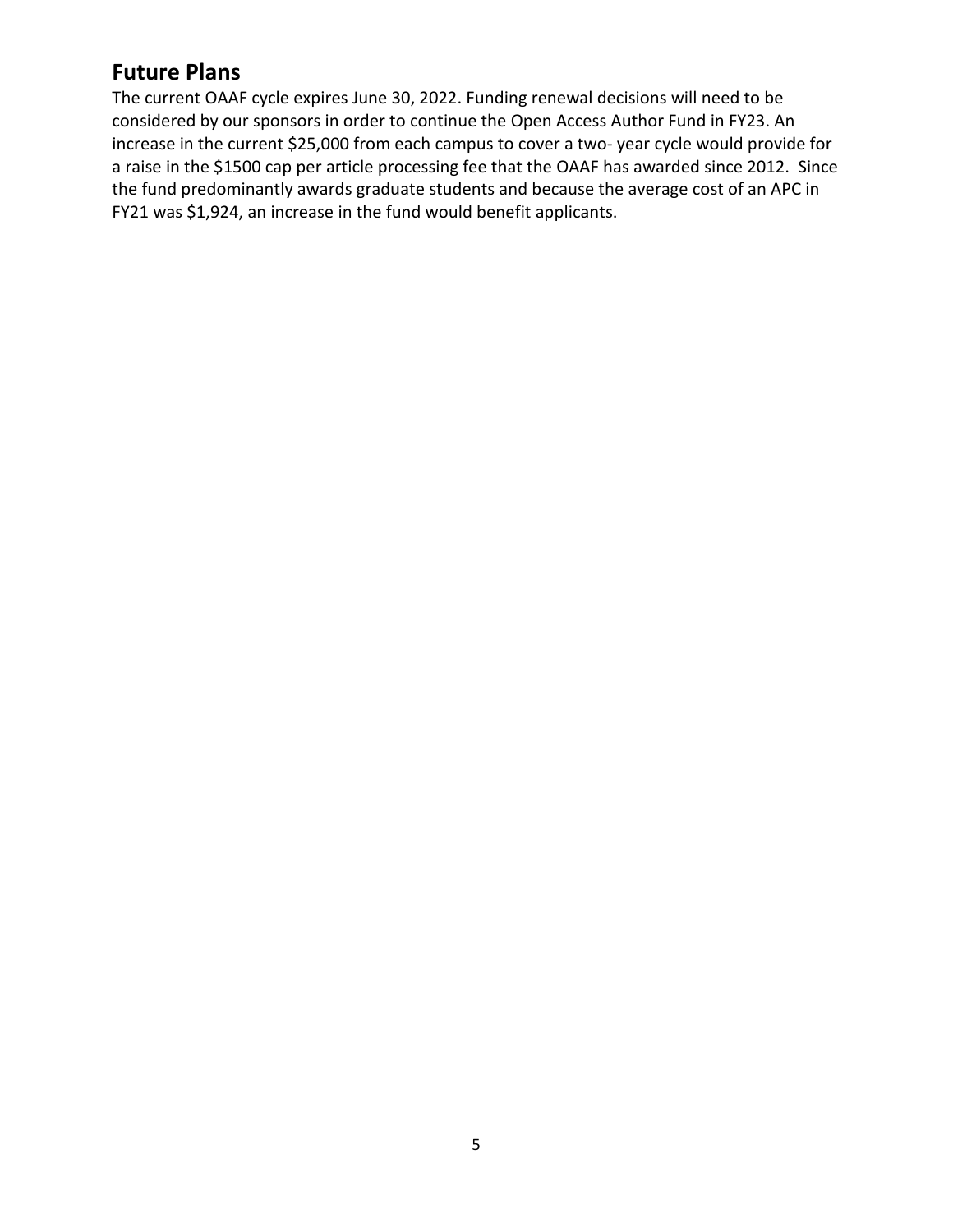## Future Plans

The current OAAF cycle expires June 30, 2022. Funding renewal decisions will need to be considered by our sponsors in order to continue the Open Access Author Fund in FY23. An increase in the current $25,000 from each campus to cover a two- year cycle would provide for a raise in the $1500 cap per article processing fee that the OAAF has awarded since 2012. Since the fund predominantly awards graduate students and because the average cost of an APC in FY21 was $1,924, an increase in the fund would benefit applicants.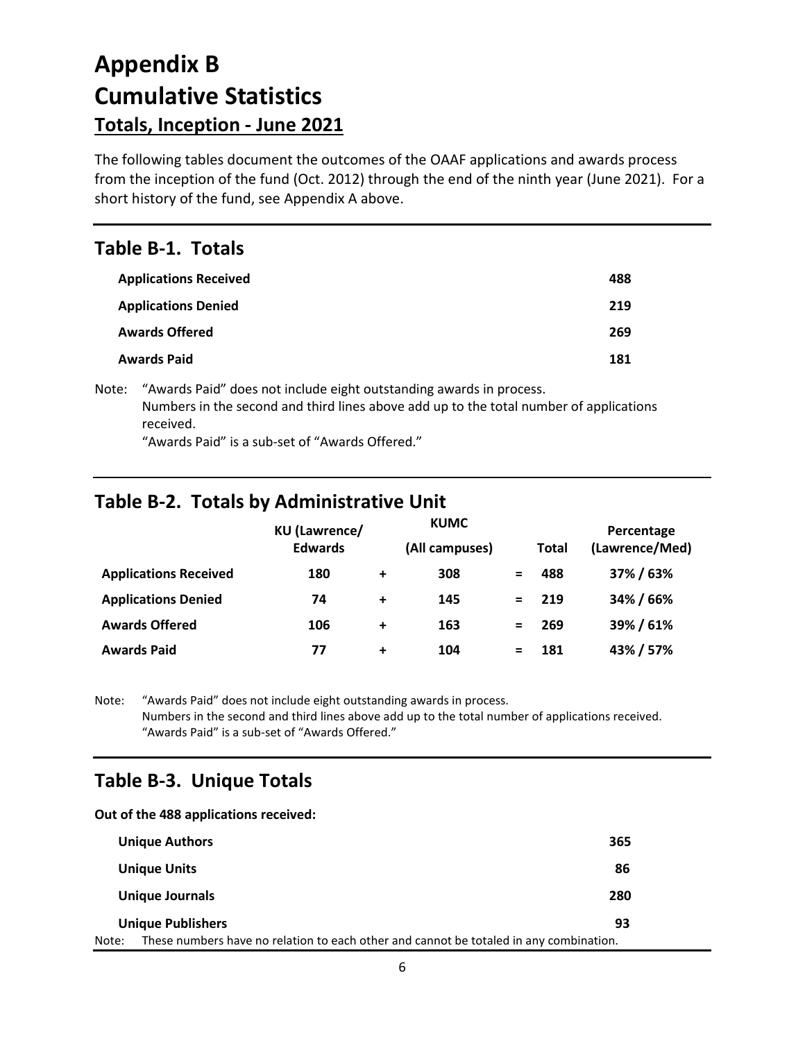# Appendix B
# Cumulative Statistics
## Totals, Inception - June 2021

The following tables document the outcomes of the OAAF applications and awards process from the inception of the fund (Oct. 2012) through the end of the ninth year (June 2021). For a short history of the fund, see Appendix A above.

## Table B-1. Totals

| | |
|---|---|
| **Applications Received** | **488** |
| **Applications Denied** | **219** |
| **Awards Offered** | **269** |
| **Awards Paid** | **181** |

Note: "Awards Paid" does not include eight outstanding awards in process.
Numbers in the second and third lines above add up to the total number of applications received.
"Awards Paid" is a sub-set of "Awards Offered."

## Table B-2. Totals by Administrative Unit

| | KU (Lawrence/ Edwards | | KUMC (All campuses) | | Total | Percentage (Lawrence/Med) |
|---|---|---|---|---|---|---|
| **Applications Received** | **180** | **+** | **308** | **=** | **488** | **37% / 63%** |
| **Applications Denied** | **74** | **+** | **145** | **=** | **219** | **34% / 66%** |
| **Awards Offered** | **106** | **+** | **163** | **=** | **269** | **39% / 61%** |
| **Awards Paid** | **77** | **+** | **104** | **=** | **181** | **43% / 57%** |

Note: "Awards Paid" does not include eight outstanding awards in process.
Numbers in the second and third lines above add up to the total number of applications received.
"Awards Paid" is a sub-set of "Awards Offered."

## Table B-3. Unique Totals

**Out of the 488 applications received:**

| | |
|---|---|
| **Unique Authors** | **365** |
| **Unique Units** | **86** |
| **Unique Journals** | **280** |
| **Unique Publishers** | **93** |

Note: These numbers have no relation to each other and cannot be totaled in any combination.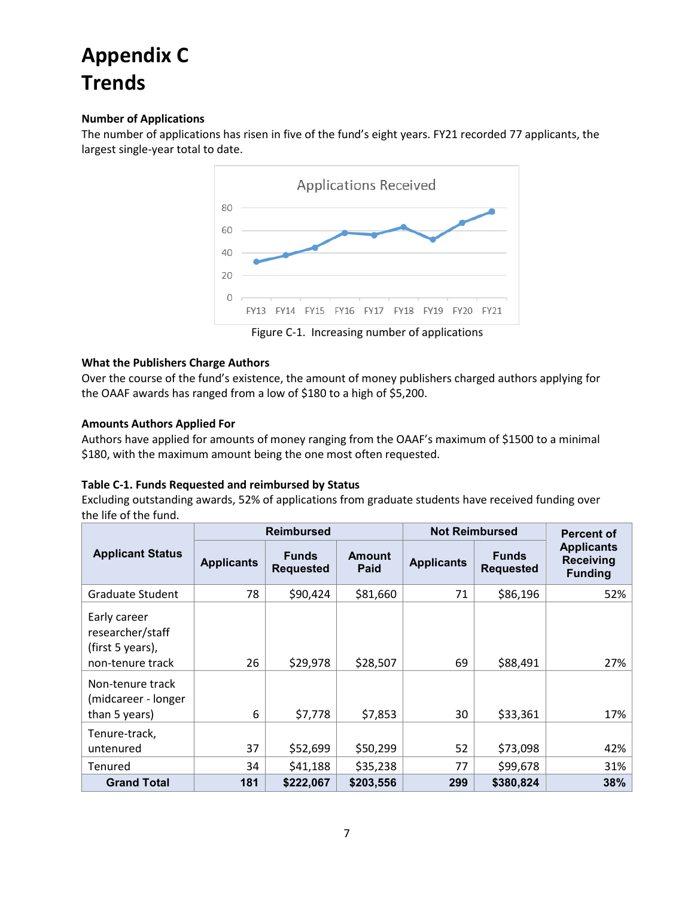# Appendix C
# Trends

**Number of Applications**

The number of applications has risen in five of the fund's eight years. FY21 recorded 77 applicants, the largest single-year total to date.

Figure C-1. Increasing number of applications

**What the Publishers Charge Authors**

Over the course of the fund's existence, the amount of money publishers charged authors applying for the OAAF awards has ranged from a low of \$180 to a high of \$5,200.

**Amounts Authors Applied For**

Authors have applied for amounts of money ranging from the OAAF's maximum of \$1500 to a minimal \$180, with the maximum amount being the one most often requested.

**Table C-1. Funds Requested and reimbursed by Status**

Excluding outstanding awards, 52% of applications from graduate students have received funding over the life of the fund.

| Applicant Status | Reimbursed | | | Not Reimbursed | | Percent of Applicants Receiving Funding |
|---|---|---|---|---|---|---|
| | Applicants | Funds Requested | Amount Paid | Applicants | Funds Requested | |
| Graduate Student | 78 | \$90,424 | \$81,660 | 71 | \$86,196 | 52% |
| Early career researcher/staff (first 5 years), non-tenure track | 26 | \$29,978 | \$28,507 | 69 | \$88,491 | 27% |
| Non-tenure track (midcareer - longer than 5 years) | 6 | \$7,778 | \$7,853 | 30 | \$33,361 | 17% |
| Tenure-track, untenured | 37 | \$52,699 | \$50,299 | 52 | \$73,098 | 42% |
| Tenured | 34 | \$41,188 | \$35,238 | 77 | \$99,678 | 31% |
| **Grand Total** | **181** | **\$222,067** | **\$203,556** | **299** | **\$380,824** | **38%** |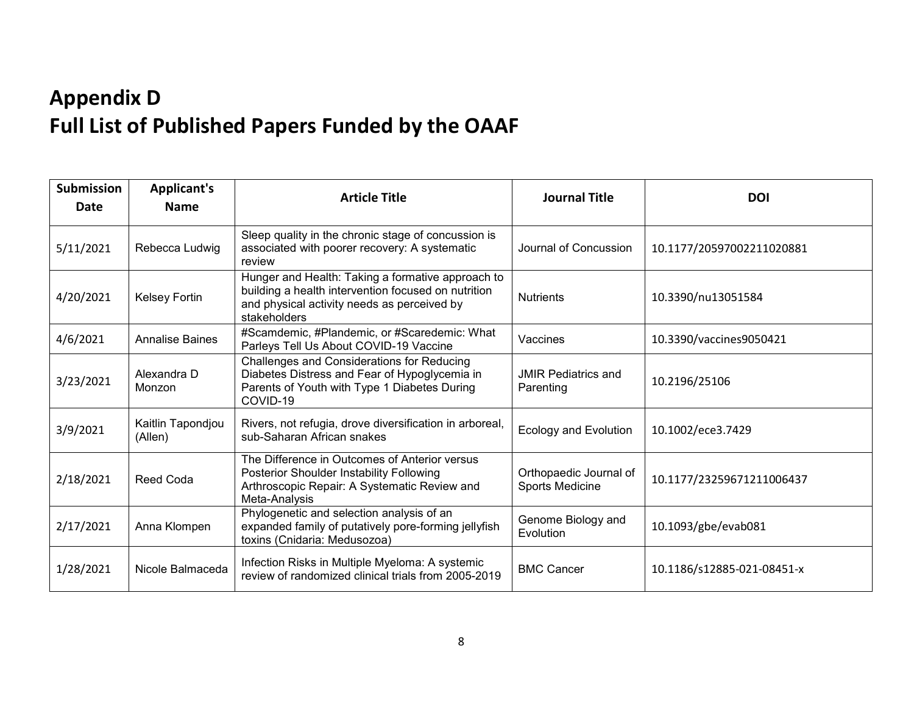# Appendix D
# Full List of Published Papers Funded by the OAAF

| Submission Date | Applicant's Name | Article Title | Journal Title | DOI |
|---|---|---|---|---|
| 5/11/2021 | Rebecca Ludwig | Sleep quality in the chronic stage of concussion is associated with poorer recovery: A systematic review | Journal of Concussion | 10.1177/20597002211020881 |
| 4/20/2021 | Kelsey Fortin | Hunger and Health: Taking a formative approach to building a health intervention focused on nutrition and physical activity needs as perceived by stakeholders | Nutrients | 10.3390/nu13051584 |
| 4/6/2021 | Annalise Baines | #Scamdemic, #Plandemic, or #Scaredemic: What Parleys Tell Us About COVID-19 Vaccine | Vaccines | 10.3390/vaccines9050421 |
| 3/23/2021 | Alexandra D Monzon | Challenges and Considerations for Reducing Diabetes Distress and Fear of Hypoglycemia in Parents of Youth with Type 1 Diabetes During COVID-19 | JMIR Pediatrics and Parenting | 10.2196/25106 |
| 3/9/2021 | Kaitlin Tapondjou (Allen) | Rivers, not refugia, drove diversification in arboreal, sub-Saharan African snakes | Ecology and Evolution | 10.1002/ece3.7429 |
| 2/18/2021 | Reed Coda | The Difference in Outcomes of Anterior versus Posterior Shoulder Instability Following Arthroscopic Repair: A Systematic Review and Meta-Analysis | Orthopaedic Journal of Sports Medicine | 10.1177/23259671211006437 |
| 2/17/2021 | Anna Klompen | Phylogenetic and selection analysis of an expanded family of putatively pore-forming jellyfish toxins (Cnidaria: Medusozoa) | Genome Biology and Evolution | 10.1093/gbe/evab081 |
| 1/28/2021 | Nicole Balmaceda | Infection Risks in Multiple Myeloma: A systemic review of randomized clinical trials from 2005-2019 | BMC Cancer | 10.1186/s12885-021-08451-x |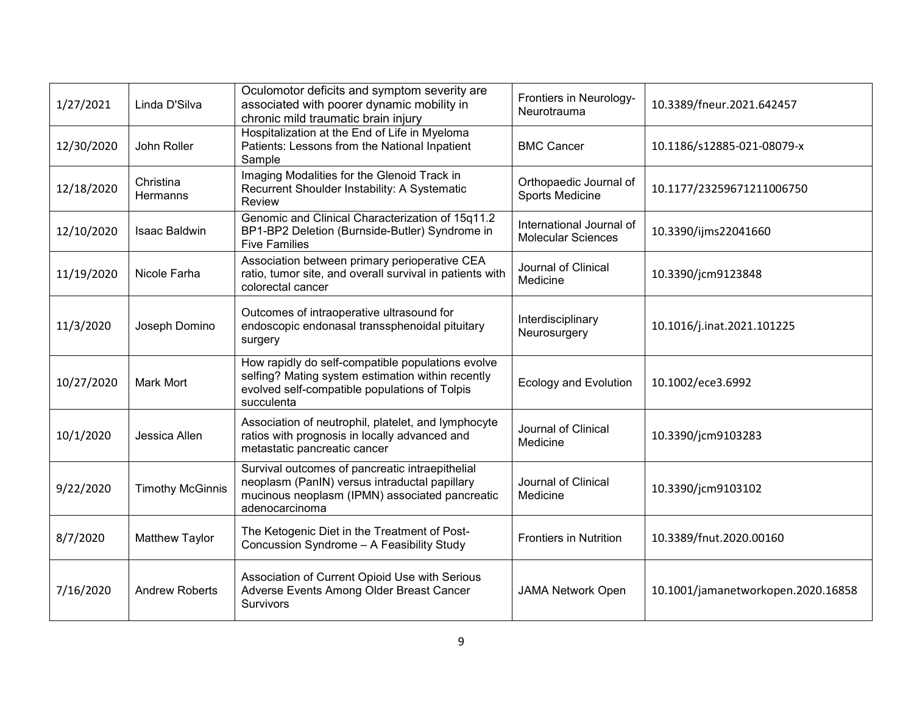| | | | | |
|---|---|---|---|---|
| 1/27/2021 | Linda D'Silva | Oculomotor deficits and symptom severity are associated with poorer dynamic mobility in chronic mild traumatic brain injury | Frontiers in Neurology-Neurotrauma | 10.3389/fneur.2021.642457 |
| 12/30/2020 | John Roller | Hospitalization at the End of Life in Myeloma Patients: Lessons from the National Inpatient Sample | BMC Cancer | 10.1186/s12885-021-08079-x |
| 12/18/2020 | Christina Hermanns | Imaging Modalities for the Glenoid Track in Recurrent Shoulder Instability: A Systematic Review | Orthopaedic Journal of Sports Medicine | 10.1177/23259671211006750 |
| 12/10/2020 | Isaac Baldwin | Genomic and Clinical Characterization of 15q11.2 BP1-BP2 Deletion (Burnside-Butler) Syndrome in Five Families | International Journal of Molecular Sciences | 10.3390/ijms22041660 |
| 11/19/2020 | Nicole Farha | Association between primary perioperative CEA ratio, tumor site, and overall survival in patients with colorectal cancer | Journal of Clinical Medicine | 10.3390/jcm9123848 |
| 11/3/2020 | Joseph Domino | Outcomes of intraoperative ultrasound for endoscopic endonasal transsphenoidal pituitary surgery | Interdisciplinary Neurosurgery | 10.1016/j.inat.2021.101225 |
| 10/27/2020 | Mark Mort | How rapidly do self-compatible populations evolve selfing? Mating system estimation within recently evolved self-compatible populations of Tolpis succulenta | Ecology and Evolution | 10.1002/ece3.6992 |
| 10/1/2020 | Jessica Allen | Association of neutrophil, platelet, and lymphocyte ratios with prognosis in locally advanced and metastatic pancreatic cancer | Journal of Clinical Medicine | 10.3390/jcm9103283 |
| 9/22/2020 | Timothy McGinnis | Survival outcomes of pancreatic intraepithelial neoplasm (PanIN) versus intraductal papillary mucinous neoplasm (IPMN) associated pancreatic adenocarcinoma | Journal of Clinical Medicine | 10.3390/jcm9103102 |
| 8/7/2020 | Matthew Taylor | The Ketogenic Diet in the Treatment of Post-Concussion Syndrome – A Feasibility Study | Frontiers in Nutrition | 10.3389/fnut.2020.00160 |
| 7/16/2020 | Andrew Roberts | Association of Current Opioid Use with Serious Adverse Events Among Older Breast Cancer Survivors | JAMA Network Open | 10.1001/jamanetworkopen.2020.16858 |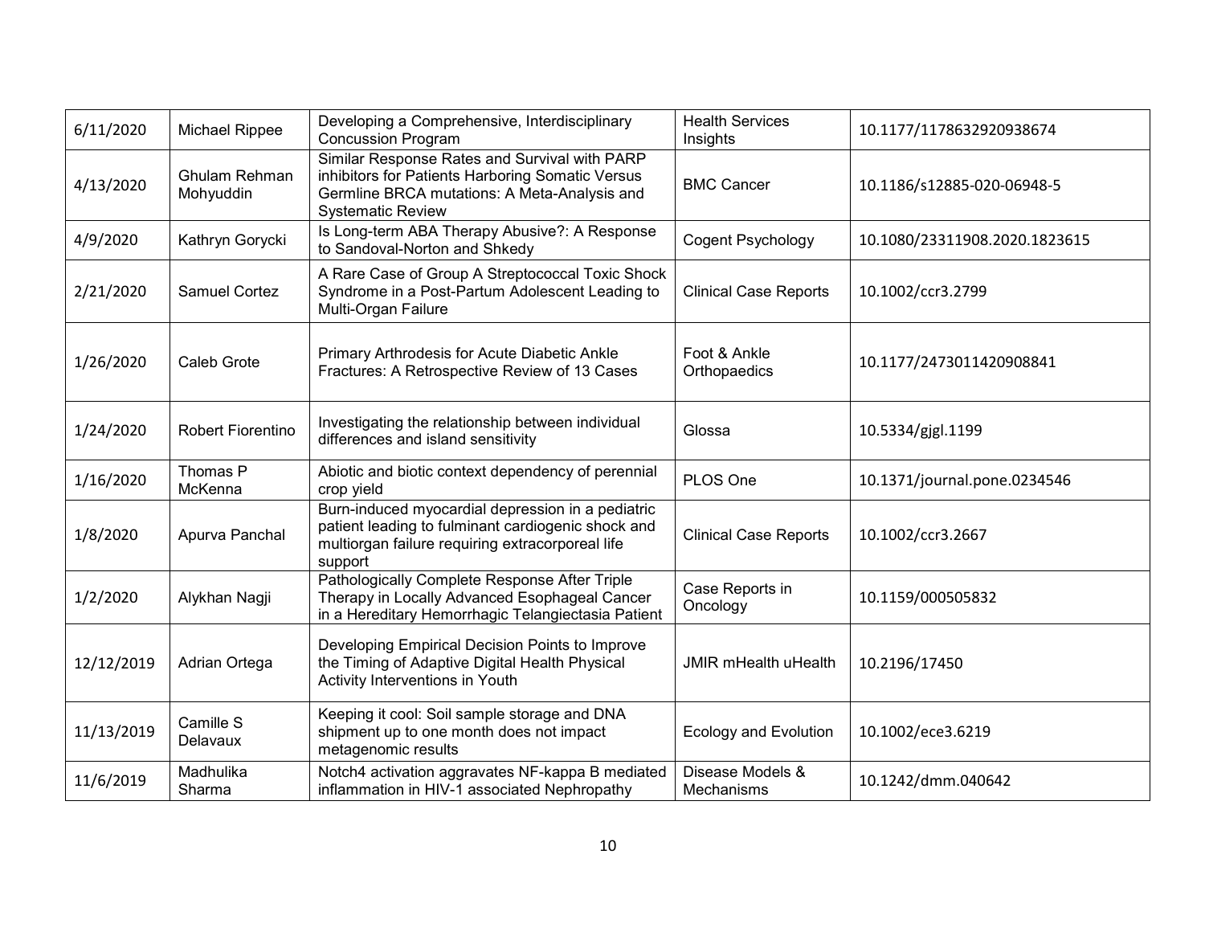| | | | | |
|---|---|---|---|---|
| 6/11/2020 | Michael Rippee | Developing a Comprehensive, Interdisciplinary Concussion Program | Health Services Insights | 10.1177/1178632920938674 |
| 4/13/2020 | Ghulam Rehman Mohyuddin | Similar Response Rates and Survival with PARP inhibitors for Patients Harboring Somatic Versus Germline BRCA mutations: A Meta-Analysis and Systematic Review | BMC Cancer | 10.1186/s12885-020-06948-5 |
| 4/9/2020 | Kathryn Gorycki | Is Long-term ABA Therapy Abusive?: A Response to Sandoval-Norton and Shkedy | Cogent Psychology | 10.1080/23311908.2020.1823615 |
| 2/21/2020 | Samuel Cortez | A Rare Case of Group A Streptococcal Toxic Shock Syndrome in a Post-Partum Adolescent Leading to Multi-Organ Failure | Clinical Case Reports | 10.1002/ccr3.2799 |
| 1/26/2020 | Caleb Grote | Primary Arthrodesis for Acute Diabetic Ankle Fractures: A Retrospective Review of 13 Cases | Foot & Ankle Orthopaedics | 10.1177/2473011420908841 |
| 1/24/2020 | Robert Fiorentino | Investigating the relationship between individual differences and island sensitivity | Glossa | 10.5334/gjgl.1199 |
| 1/16/2020 | Thomas P McKenna | Abiotic and biotic context dependency of perennial crop yield | PLOS One | 10.1371/journal.pone.0234546 |
| 1/8/2020 | Apurva Panchal | Burn-induced myocardial depression in a pediatric patient leading to fulminant cardiogenic shock and multiorgan failure requiring extracorporeal life support | Clinical Case Reports | 10.1002/ccr3.2667 |
| 1/2/2020 | Alykhan Nagji | Pathologically Complete Response After Triple Therapy in Locally Advanced Esophageal Cancer in a Hereditary Hemorrhagic Telangiectasia Patient | Case Reports in Oncology | 10.1159/000505832 |
| 12/12/2019 | Adrian Ortega | Developing Empirical Decision Points to Improve the Timing of Adaptive Digital Health Physical Activity Interventions in Youth | JMIR mHealth uHealth | 10.2196/17450 |
| 11/13/2019 | Camille S Delavaux | Keeping it cool: Soil sample storage and DNA shipment up to one month does not impact metagenomic results | Ecology and Evolution | 10.1002/ece3.6219 |
| 11/6/2019 | Madhulika Sharma | Notch4 activation aggravates NF-kappa B mediated inflammation in HIV-1 associated Nephropathy | Disease Models & Mechanisms | 10.1242/dmm.040642 |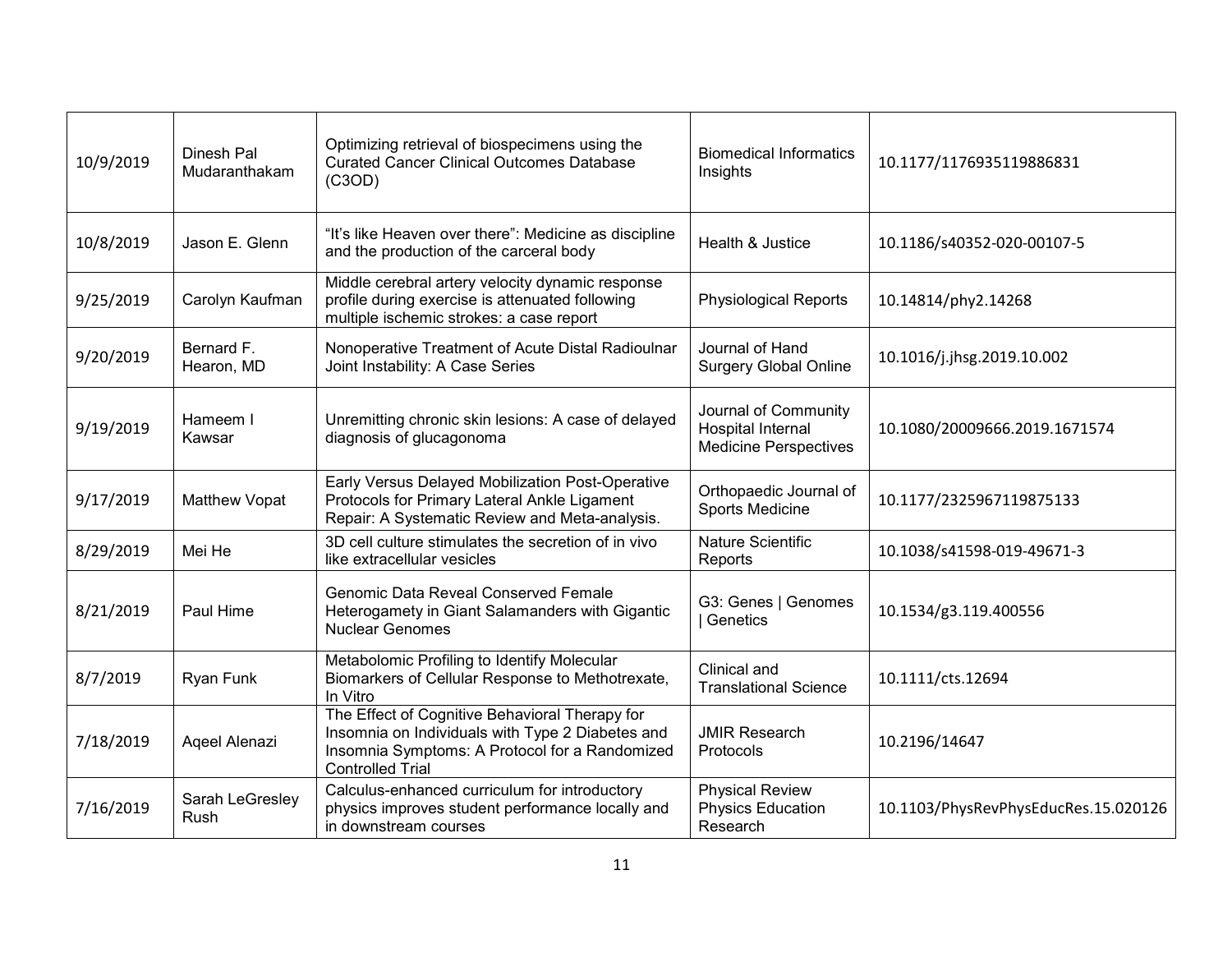| 10/9/2019 | Dinesh Pal Mudaranthakam | Optimizing retrieval of biospecimens using the Curated Cancer Clinical Outcomes Database (C3OD) | Biomedical Informatics Insights | 10.1177/1176935119886831 |
|---|---|---|---|---|
| 10/8/2019 | Jason E. Glenn | "It's like Heaven over there": Medicine as discipline and the production of the carceral body | Health & Justice | 10.1186/s40352-020-00107-5 |
| 9/25/2019 | Carolyn Kaufman | Middle cerebral artery velocity dynamic response profile during exercise is attenuated following multiple ischemic strokes: a case report | Physiological Reports | 10.14814/phy2.14268 |
| 9/20/2019 | Bernard F. Hearon, MD | Nonoperative Treatment of Acute Distal Radioulnar Joint Instability: A Case Series | Journal of Hand Surgery Global Online | 10.1016/j.jhsg.2019.10.002 |
| 9/19/2019 | Hameem I Kawsar | Unremitting chronic skin lesions: A case of delayed diagnosis of glucagonoma | Journal of Community Hospital Internal Medicine Perspectives | 10.1080/20009666.2019.1671574 |
| 9/17/2019 | Matthew Vopat | Early Versus Delayed Mobilization Post-Operative Protocols for Primary Lateral Ankle Ligament Repair: A Systematic Review and Meta-analysis. | Orthopaedic Journal of Sports Medicine | 10.1177/2325967119875133 |
| 8/29/2019 | Mei He | 3D cell culture stimulates the secretion of in vivo like extracellular vesicles | Nature Scientific Reports | 10.1038/s41598-019-49671-3 |
| 8/21/2019 | Paul Hime | Genomic Data Reveal Conserved Female Heterogamety in Giant Salamanders with Gigantic Nuclear Genomes | G3: Genes \| Genomes \| Genetics | 10.1534/g3.119.400556 |
| 8/7/2019 | Ryan Funk | Metabolomic Profiling to Identify Molecular Biomarkers of Cellular Response to Methotrexate, In Vitro | Clinical and Translational Science | 10.1111/cts.12694 |
| 7/18/2019 | Aqeel Alenazi | The Effect of Cognitive Behavioral Therapy for Insomnia on Individuals with Type 2 Diabetes and Insomnia Symptoms: A Protocol for a Randomized Controlled Trial | JMIR Research Protocols | 10.2196/14647 |
| 7/16/2019 | Sarah LeGresley Rush | Calculus-enhanced curriculum for introductory physics improves student performance locally and in downstream courses | Physical Review Physics Education Research | 10.1103/PhysRevPhysEducRes.15.020126 |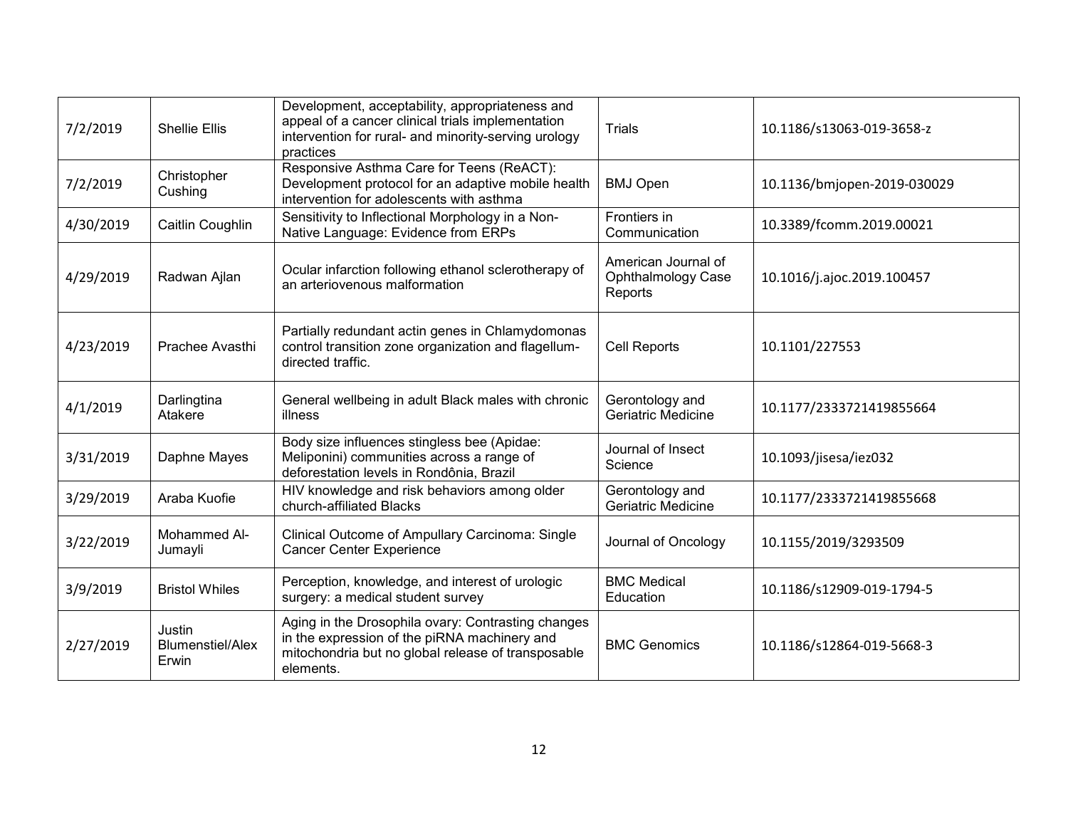| | | | | |
|---|---|---|---|---|
| 7/2/2019 | Shellie Ellis | Development, acceptability, appropriateness and appeal of a cancer clinical trials implementation intervention for rural- and minority-serving urology practices | Trials | 10.1186/s13063-019-3658-z |
| 7/2/2019 | Christopher Cushing | Responsive Asthma Care for Teens (ReACT): Development protocol for an adaptive mobile health intervention for adolescents with asthma | BMJ Open | 10.1136/bmjopen-2019-030029 |
| 4/30/2019 | Caitlin Coughlin | Sensitivity to Inflectional Morphology in a Non-Native Language: Evidence from ERPs | Frontiers in Communication | 10.3389/fcomm.2019.00021 |
| 4/29/2019 | Radwan Ajlan | Ocular infarction following ethanol sclerotherapy of an arteriovenous malformation | American Journal of Ophthalmology Case Reports | 10.1016/j.ajoc.2019.100457 |
| 4/23/2019 | Prachee Avasthi | Partially redundant actin genes in Chlamydomonas control transition zone organization and flagellum-directed traffic. | Cell Reports | 10.1101/227553 |
| 4/1/2019 | Darlingtina Atakere | General wellbeing in adult Black males with chronic illness | Gerontology and Geriatric Medicine | 10.1177/2333721419855664 |
| 3/31/2019 | Daphne Mayes | Body size influences stingless bee (Apidae: Meliponini) communities across a range of deforestation levels in Rondônia, Brazil | Journal of Insect Science | 10.1093/jisesa/iez032 |
| 3/29/2019 | Araba Kuofie | HIV knowledge and risk behaviors among older church-affiliated Blacks | Gerontology and Geriatric Medicine | 10.1177/2333721419855668 |
| 3/22/2019 | Mohammed Al-Jumayli | Clinical Outcome of Ampullary Carcinoma: Single Cancer Center Experience | Journal of Oncology | 10.1155/2019/3293509 |
| 3/9/2019 | Bristol Whiles | Perception, knowledge, and interest of urologic surgery: a medical student survey | BMC Medical Education | 10.1186/s12909-019-1794-5 |
| 2/27/2019 | Justin Blumenstiel/Alex Erwin | Aging in the Drosophila ovary: Contrasting changes in the expression of the piRNA machinery and mitochondria but no global release of transposable elements. | BMC Genomics | 10.1186/s12864-019-5668-3 |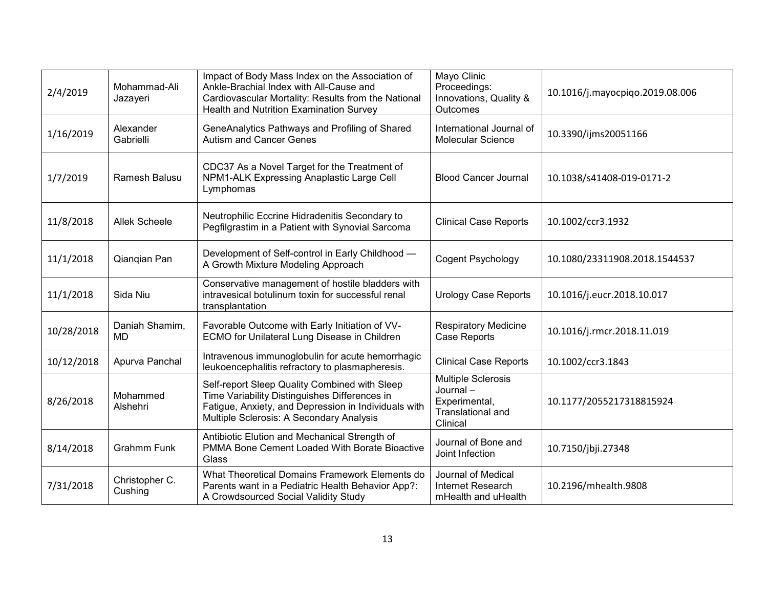| | | | | |
|---|---|---|---|---|
| 2/4/2019 | Mohammad-Ali Jazayeri | Impact of Body Mass Index on the Association of Ankle-Brachial Index with All-Cause and Cardiovascular Mortality: Results from the National Health and Nutrition Examination Survey | Mayo Clinic Proceedings: Innovations, Quality & Outcomes | 10.1016/j.mayocpiqo.2019.08.006 |
| 1/16/2019 | Alexander Gabrielli | GeneAnalytics Pathways and Profiling of Shared Autism and Cancer Genes | International Journal of Molecular Science | 10.3390/ijms20051166 |
| 1/7/2019 | Ramesh Balusu | CDC37 As a Novel Target for the Treatment of NPM1-ALK Expressing Anaplastic Large Cell Lymphomas | Blood Cancer Journal | 10.1038/s41408-019-0171-2 |
| 11/8/2018 | Allek Scheele | Neutrophilic Eccrine Hidradenitis Secondary to Pegfilgrastim in a Patient with Synovial Sarcoma | Clinical Case Reports | 10.1002/ccr3.1932 |
| 11/1/2018 | Qianqian Pan | Development of Self-control in Early Childhood — A Growth Mixture Modeling Approach | Cogent Psychology | 10.1080/23311908.2018.1544537 |
| 11/1/2018 | Sida Niu | Conservative management of hostile bladders with intravesical botulinum toxin for successful renal transplantation | Urology Case Reports | 10.1016/j.eucr.2018.10.017 |
| 10/28/2018 | Daniah Shamim, MD | Favorable Outcome with Early Initiation of VV-ECMO for Unilateral Lung Disease in Children | Respiratory Medicine Case Reports | 10.1016/j.rmcr.2018.11.019 |
| 10/12/2018 | Apurva Panchal | Intravenous immunoglobulin for acute hemorrhagic leukoencephalitis refractory to plasmapheresis. | Clinical Case Reports | 10.1002/ccr3.1843 |
| 8/26/2018 | Mohammed Alshehri | Self-report Sleep Quality Combined with Sleep Time Variability Distinguishes Differences in Fatigue, Anxiety, and Depression in Individuals with Multiple Sclerosis: A Secondary Analysis | Multiple Sclerosis Journal – Experimental, Translational and Clinical | 10.1177/2055217318815924 |
| 8/14/2018 | Grahmm Funk | Antibiotic Elution and Mechanical Strength of PMMA Bone Cement Loaded With Borate Bioactive Glass | Journal of Bone and Joint Infection | 10.7150/jbji.27348 |
| 7/31/2018 | Christopher C. Cushing | What Theoretical Domains Framework Elements do Parents want in a Pediatric Health Behavior App?: A Crowdsourced Social Validity Study | Journal of Medical Internet Research mHealth and uHealth | 10.2196/mhealth.9808 |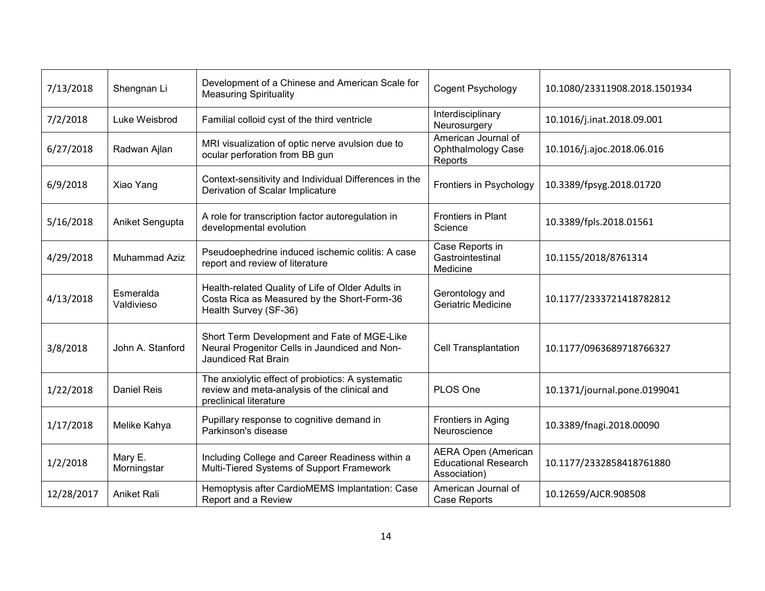| 7/13/2018 | Shengnan Li | Development of a Chinese and American Scale for Measuring Spirituality | Cogent Psychology | 10.1080/23311908.2018.1501934 |
|---|---|---|---|---|
| 7/2/2018 | Luke Weisbrod | Familial colloid cyst of the third ventricle | Interdisciplinary Neurosurgery | 10.1016/j.inat.2018.09.001 |
| 6/27/2018 | Radwan Ajlan | MRI visualization of optic nerve avulsion due to ocular perforation from BB gun | American Journal of Ophthalmology Case Reports | 10.1016/j.ajoc.2018.06.016 |
| 6/9/2018 | Xiao Yang | Context-sensitivity and Individual Differences in the Derivation of Scalar Implicature | Frontiers in Psychology | 10.3389/fpsyg.2018.01720 |
| 5/16/2018 | Aniket Sengupta | A role for transcription factor autoregulation in developmental evolution | Frontiers in Plant Science | 10.3389/fpls.2018.01561 |
| 4/29/2018 | Muhammad Aziz | Pseudoephedrine induced ischemic colitis: A case report and review of literature | Case Reports in Gastrointestinal Medicine | 10.1155/2018/8761314 |
| 4/13/2018 | Esmeralda Valdivieso | Health-related Quality of Life of Older Adults in Costa Rica as Measured by the Short-Form-36 Health Survey (SF-36) | Gerontology and Geriatric Medicine | 10.1177/2333721418782812 |
| 3/8/2018 | John A. Stanford | Short Term Development and Fate of MGE-Like Neural Progenitor Cells in Jaundiced and Non-Jaundiced Rat Brain | Cell Transplantation | 10.1177/0963689718766327 |
| 1/22/2018 | Daniel Reis | The anxiolytic effect of probiotics: A systematic review and meta-analysis of the clinical and preclinical literature | PLOS One | 10.1371/journal.pone.0199041 |
| 1/17/2018 | Melike Kahya | Pupillary response to cognitive demand in Parkinson's disease | Frontiers in Aging Neuroscience | 10.3389/fnagi.2018.00090 |
| 1/2/2018 | Mary E. Morningstar | Including College and Career Readiness within a Multi-Tiered Systems of Support Framework | AERA Open (American Educational Research Association) | 10.1177/2332858418761880 |
| 12/28/2017 | Aniket Rali | Hemoptysis after CardioMEMS Implantation: Case Report and a Review | American Journal of Case Reports | 10.12659/AJCR.908508 |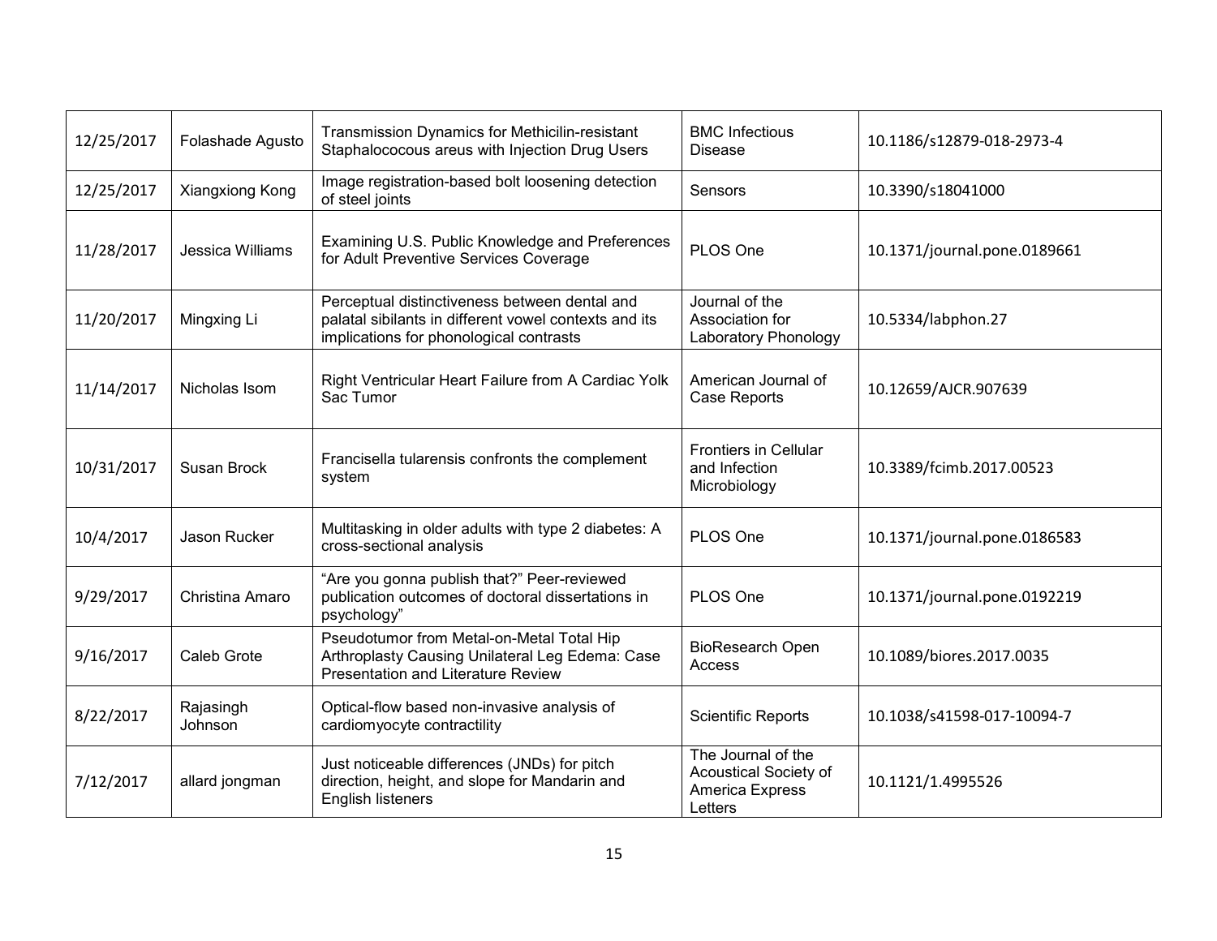| | | | | |
|---|---|---|---|---|
| 12/25/2017 | Folashade Agusto | Transmission Dynamics for Methicilin-resistant Staphalococous areus with Injection Drug Users | BMC Infectious Disease | 10.1186/s12879-018-2973-4 |
| 12/25/2017 | Xiangxiong Kong | Image registration-based bolt loosening detection of steel joints | Sensors | 10.3390/s18041000 |
| 11/28/2017 | Jessica Williams | Examining U.S. Public Knowledge and Preferences for Adult Preventive Services Coverage | PLOS One | 10.1371/journal.pone.0189661 |
| 11/20/2017 | Mingxing Li | Perceptual distinctiveness between dental and palatal sibilants in different vowel contexts and its implications for phonological contrasts | Journal of the Association for Laboratory Phonology | 10.5334/labphon.27 |
| 11/14/2017 | Nicholas Isom | Right Ventricular Heart Failure from A Cardiac Yolk Sac Tumor | American Journal of Case Reports | 10.12659/AJCR.907639 |
| 10/31/2017 | Susan Brock | Francisella tularensis confronts the complement system | Frontiers in Cellular and Infection Microbiology | 10.3389/fcimb.2017.00523 |
| 10/4/2017 | Jason Rucker | Multitasking in older adults with type 2 diabetes: A cross-sectional analysis | PLOS One | 10.1371/journal.pone.0186583 |
| 9/29/2017 | Christina Amaro | "Are you gonna publish that?" Peer-reviewed publication outcomes of doctoral dissertations in psychology" | PLOS One | 10.1371/journal.pone.0192219 |
| 9/16/2017 | Caleb Grote | Pseudotumor from Metal-on-Metal Total Hip Arthroplasty Causing Unilateral Leg Edema: Case Presentation and Literature Review | BioResearch Open Access | 10.1089/biores.2017.0035 |
| 8/22/2017 | Rajasingh Johnson | Optical-flow based non-invasive analysis of cardiomyocyte contractility | Scientific Reports | 10.1038/s41598-017-10094-7 |
| 7/12/2017 | allard jongman | Just noticeable differences (JNDs) for pitch direction, height, and slope for Mandarin and English listeners | The Journal of the Acoustical Society of America Express Letters | 10.1121/1.4995526 |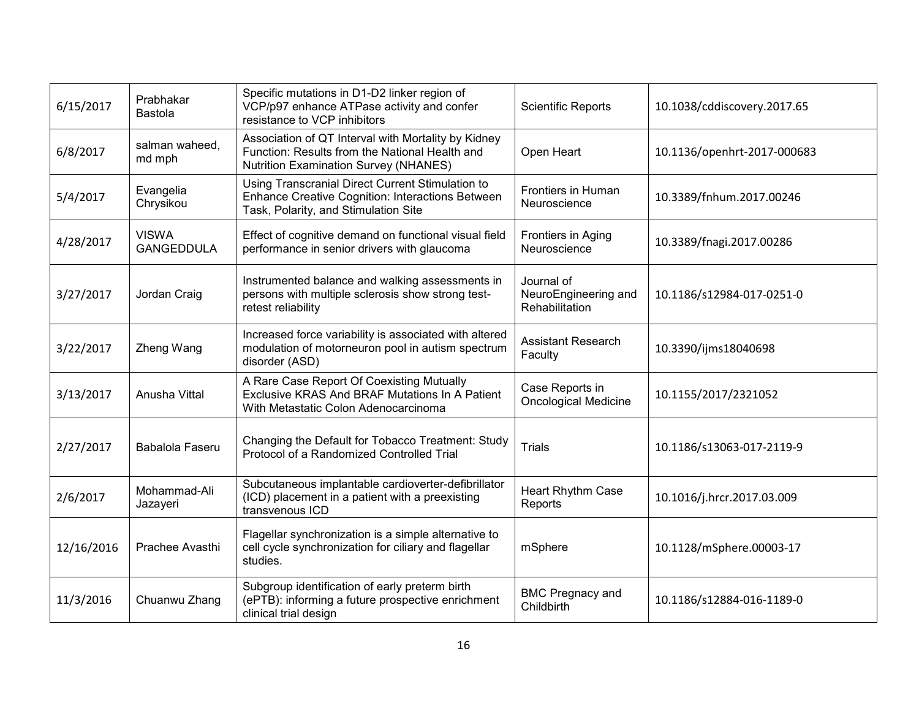| 6/15/2017 | Prabhakar Bastola | Specific mutations in D1-D2 linker region of VCP/p97 enhance ATPase activity and confer resistance to VCP inhibitors | Scientific Reports | 10.1038/cddiscovery.2017.65 |
|---|---|---|---|---|
| 6/8/2017 | salman waheed, md mph | Association of QT Interval with Mortality by Kidney Function: Results from the National Health and Nutrition Examination Survey (NHANES) | Open Heart | 10.1136/openhrt-2017-000683 |
| 5/4/2017 | Evangelia Chrysikou | Using Transcranial Direct Current Stimulation to Enhance Creative Cognition: Interactions Between Task, Polarity, and Stimulation Site | Frontiers in Human Neuroscience | 10.3389/fnhum.2017.00246 |
| 4/28/2017 | VISWA GANGEDDULA | Effect of cognitive demand on functional visual field performance in senior drivers with glaucoma | Frontiers in Aging Neuroscience | 10.3389/fnagi.2017.00286 |
| 3/27/2017 | Jordan Craig | Instrumented balance and walking assessments in persons with multiple sclerosis show strong test-retest reliability | Journal of NeuroEngineering and Rehabilitation | 10.1186/s12984-017-0251-0 |
| 3/22/2017 | Zheng Wang | Increased force variability is associated with altered modulation of motorneuron pool in autism spectrum disorder (ASD) | Assistant Research Faculty | 10.3390/ijms18040698 |
| 3/13/2017 | Anusha Vittal | A Rare Case Report Of Coexisting Mutually Exclusive KRAS And BRAF Mutations In A Patient With Metastatic Colon Adenocarcinoma | Case Reports in Oncological Medicine | 10.1155/2017/2321052 |
| 2/27/2017 | Babalola Faseru | Changing the Default for Tobacco Treatment: Study Protocol of a Randomized Controlled Trial | Trials | 10.1186/s13063-017-2119-9 |
| 2/6/2017 | Mohammad-Ali Jazayeri | Subcutaneous implantable cardioverter-defibrillator (ICD) placement in a patient with a preexisting transvenous ICD | Heart Rhythm Case Reports | 10.1016/j.hrcr.2017.03.009 |
| 12/16/2016 | Prachee Avasthi | Flagellar synchronization is a simple alternative to cell cycle synchronization for ciliary and flagellar studies. | mSphere | 10.1128/mSphere.00003-17 |
| 11/3/2016 | Chuanwu Zhang | Subgroup identification of early preterm birth (ePTB): informing a future prospective enrichment clinical trial design | BMC Pregnacy and Childbirth | 10.1186/s12884-016-1189-0 |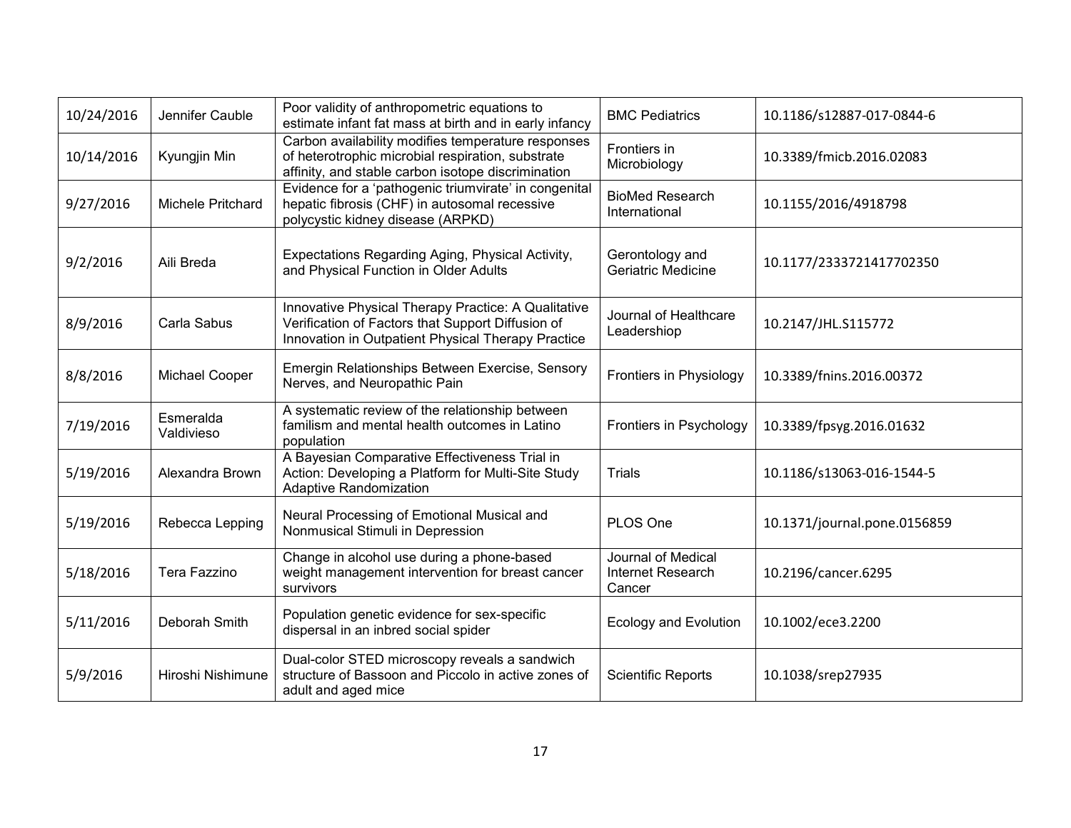| | | | | |
|---|---|---|---|---|
| 10/24/2016 | Jennifer Cauble | Poor validity of anthropometric equations to estimate infant fat mass at birth and in early infancy | BMC Pediatrics | 10.1186/s12887-017-0844-6 |
| 10/14/2016 | Kyungjin Min | Carbon availability modifies temperature responses of heterotrophic microbial respiration, substrate affinity, and stable carbon isotope discrimination | Frontiers in Microbiology | 10.3389/fmicb.2016.02083 |
| 9/27/2016 | Michele Pritchard | Evidence for a 'pathogenic triumvirate' in congenital hepatic fibrosis (CHF) in autosomal recessive polycystic kidney disease (ARPKD) | BioMed Research International | 10.1155/2016/4918798 |
| 9/2/2016 | Aili Breda | Expectations Regarding Aging, Physical Activity, and Physical Function in Older Adults | Gerontology and Geriatric Medicine | 10.1177/2333721417702350 |
| 8/9/2016 | Carla Sabus | Innovative Physical Therapy Practice: A Qualitative Verification of Factors that Support Diffusion of Innovation in Outpatient Physical Therapy Practice | Journal of Healthcare Leadershiop | 10.2147/JHL.S115772 |
| 8/8/2016 | Michael Cooper | Emergin Relationships Between Exercise, Sensory Nerves, and Neuropathic Pain | Frontiers in Physiology | 10.3389/fnins.2016.00372 |
| 7/19/2016 | Esmeralda Valdivieso | A systematic review of the relationship between familism and mental health outcomes in Latino population | Frontiers in Psychology | 10.3389/fpsyg.2016.01632 |
| 5/19/2016 | Alexandra Brown | A Bayesian Comparative Effectiveness Trial in Action: Developing a Platform for Multi-Site Study Adaptive Randomization | Trials | 10.1186/s13063-016-1544-5 |
| 5/19/2016 | Rebecca Lepping | Neural Processing of Emotional Musical and Nonmusical Stimuli in Depression | PLOS One | 10.1371/journal.pone.0156859 |
| 5/18/2016 | Tera Fazzino | Change in alcohol use during a phone-based weight management intervention for breast cancer survivors | Journal of Medical Internet Research Cancer | 10.2196/cancer.6295 |
| 5/11/2016 | Deborah Smith | Population genetic evidence for sex-specific dispersal in an inbred social spider | Ecology and Evolution | 10.1002/ece3.2200 |
| 5/9/2016 | Hiroshi Nishimune | Dual-color STED microscopy reveals a sandwich structure of Bassoon and Piccolo in active zones of adult and aged mice | Scientific Reports | 10.1038/srep27935 |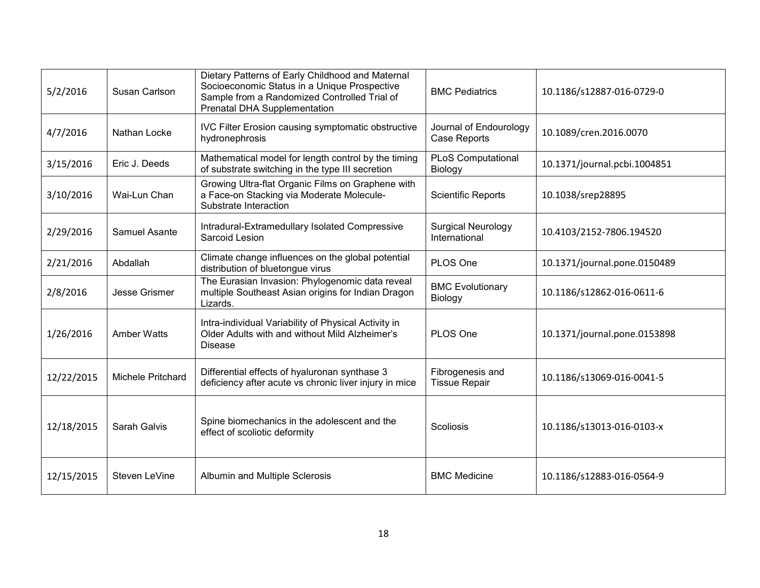| | | | | |
|---|---|---|---|---|
| 5/2/2016 | Susan Carlson | Dietary Patterns of Early Childhood and Maternal Socioeconomic Status in a Unique Prospective Sample from a Randomized Controlled Trial of Prenatal DHA Supplementation | BMC Pediatrics | 10.1186/s12887-016-0729-0 |
| 4/7/2016 | Nathan Locke | IVC Filter Erosion causing symptomatic obstructive hydronephrosis | Journal of Endourology Case Reports | 10.1089/cren.2016.0070 |
| 3/15/2016 | Eric J. Deeds | Mathematical model for length control by the timing of substrate switching in the type III secretion | PLoS Computational Biology | 10.1371/journal.pcbi.1004851 |
| 3/10/2016 | Wai-Lun Chan | Growing Ultra-flat Organic Films on Graphene with a Face-on Stacking via Moderate Molecule-Substrate Interaction | Scientific Reports | 10.1038/srep28895 |
| 2/29/2016 | Samuel Asante | Intradural-Extramedullary Isolated Compressive Sarcoid Lesion | Surgical Neurology International | 10.4103/2152-7806.194520 |
| 2/21/2016 | Abdallah | Climate change influences on the global potential distribution of bluetongue virus | PLOS One | 10.1371/journal.pone.0150489 |
| 2/8/2016 | Jesse Grismer | The Eurasian Invasion: Phylogenomic data reveal multiple Southeast Asian origins for Indian Dragon Lizards. | BMC Evolutionary Biology | 10.1186/s12862-016-0611-6 |
| 1/26/2016 | Amber Watts | Intra-individual Variability of Physical Activity in Older Adults with and without Mild Alzheimer's Disease | PLOS One | 10.1371/journal.pone.0153898 |
| 12/22/2015 | Michele Pritchard | Differential effects of hyaluronan synthase 3 deficiency after acute vs chronic liver injury in mice | Fibrogenesis and Tissue Repair | 10.1186/s13069-016-0041-5 |
| 12/18/2015 | Sarah Galvis | Spine biomechanics in the adolescent and the effect of scoliotic deformity | Scoliosis | 10.1186/s13013-016-0103-x |
| 12/15/2015 | Steven LeVine | Albumin and Multiple Sclerosis | BMC Medicine | 10.1186/s12883-016-0564-9 |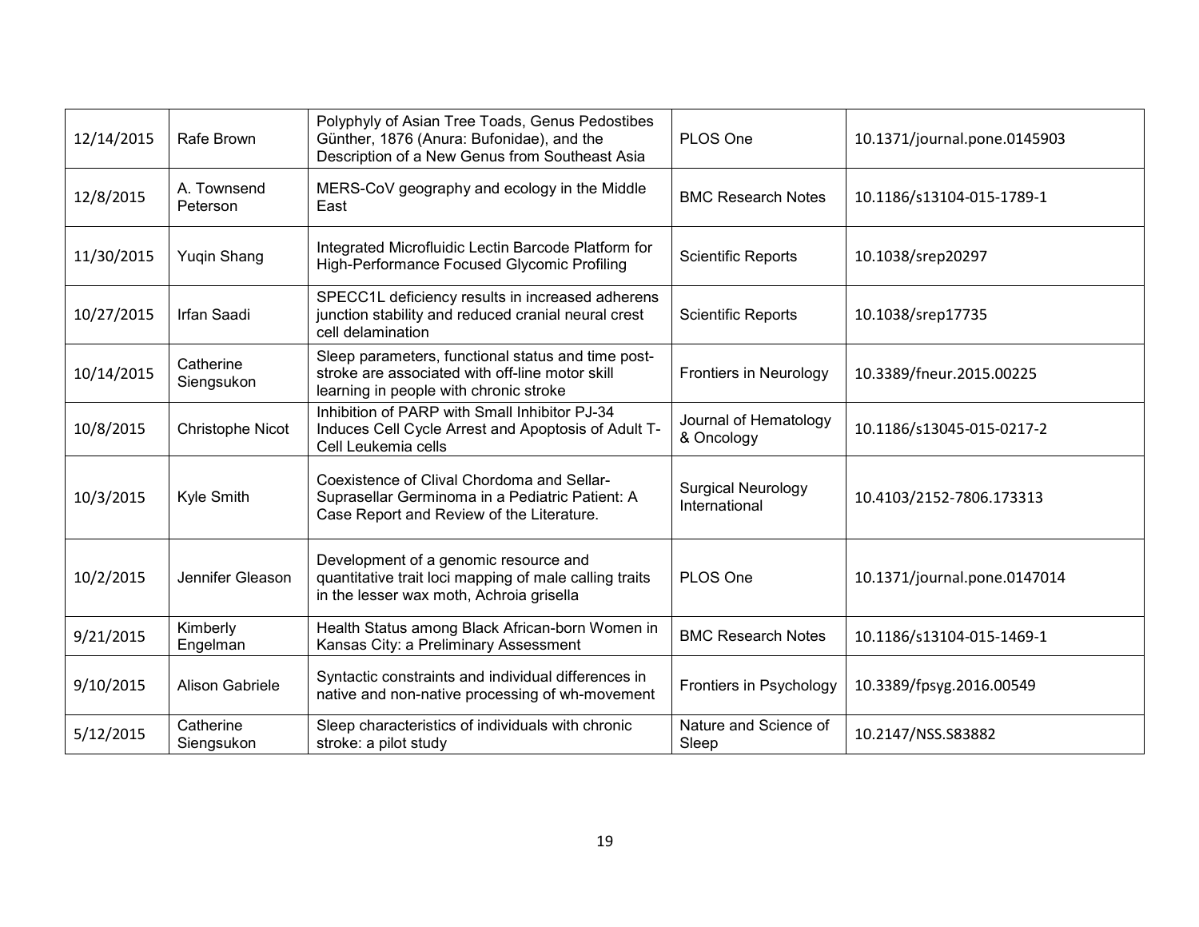| | | | | |
|---|---|---|---|---|
| 12/14/2015 | Rafe Brown | Polyphyly of Asian Tree Toads, Genus Pedostibes Günther, 1876 (Anura: Bufonidae), and the Description of a New Genus from Southeast Asia | PLOS One | 10.1371/journal.pone.0145903 |
| 12/8/2015 | A. Townsend Peterson | MERS-CoV geography and ecology in the Middle East | BMC Research Notes | 10.1186/s13104-015-1789-1 |
| 11/30/2015 | Yuqin Shang | Integrated Microfluidic Lectin Barcode Platform for High-Performance Focused Glycomic Profiling | Scientific Reports | 10.1038/srep20297 |
| 10/27/2015 | Irfan Saadi | SPECC1L deficiency results in increased adherens junction stability and reduced cranial neural crest cell delamination | Scientific Reports | 10.1038/srep17735 |
| 10/14/2015 | Catherine Siengsukon | Sleep parameters, functional status and time post-stroke are associated with off-line motor skill learning in people with chronic stroke | Frontiers in Neurology | 10.3389/fneur.2015.00225 |
| 10/8/2015 | Christophe Nicot | Inhibition of PARP with Small Inhibitor PJ-34 Induces Cell Cycle Arrest and Apoptosis of Adult T-Cell Leukemia cells | Journal of Hematology & Oncology | 10.1186/s13045-015-0217-2 |
| 10/3/2015 | Kyle Smith | Coexistence of Clival Chordoma and Sellar-Suprasellar Germinoma in a Pediatric Patient: A Case Report and Review of the Literature. | Surgical Neurology International | 10.4103/2152-7806.173313 |
| 10/2/2015 | Jennifer Gleason | Development of a genomic resource and quantitative trait loci mapping of male calling traits in the lesser wax moth, Achroia grisella | PLOS One | 10.1371/journal.pone.0147014 |
| 9/21/2015 | Kimberly Engelman | Health Status among Black African-born Women in Kansas City: a Preliminary Assessment | BMC Research Notes | 10.1186/s13104-015-1469-1 |
| 9/10/2015 | Alison Gabriele | Syntactic constraints and individual differences in native and non-native processing of wh-movement | Frontiers in Psychology | 10.3389/fpsyg.2016.00549 |
| 5/12/2015 | Catherine Siengsukon | Sleep characteristics of individuals with chronic stroke: a pilot study | Nature and Science of Sleep | 10.2147/NSS.S83882 |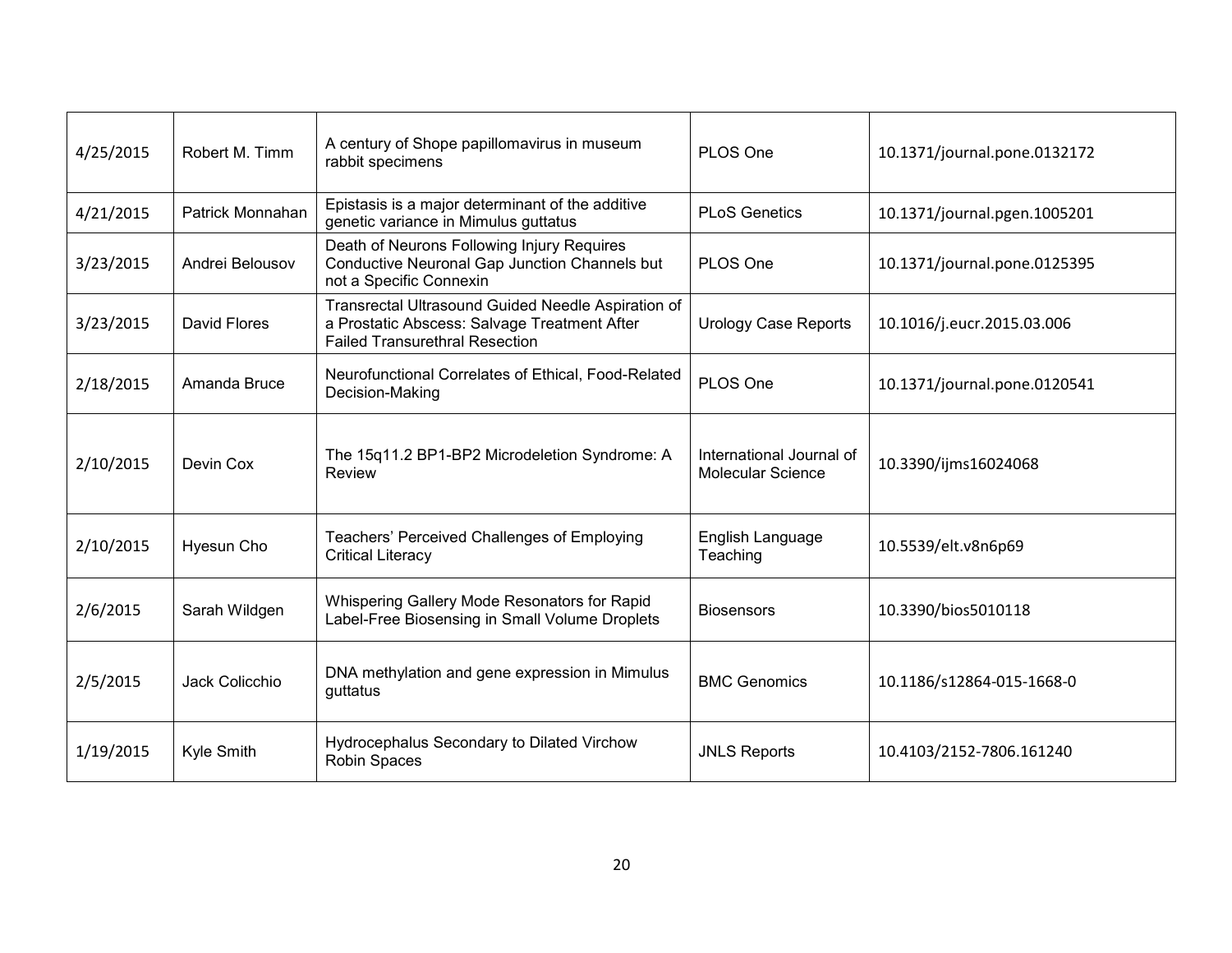| 4/25/2015 | Robert M. Timm | A century of Shope papillomavirus in museum rabbit specimens | PLOS One | 10.1371/journal.pone.0132172 |
|---|---|---|---|---|
| 4/21/2015 | Patrick Monnahan | Epistasis is a major determinant of the additive genetic variance in Mimulus guttatus | PLoS Genetics | 10.1371/journal.pgen.1005201 |
| 3/23/2015 | Andrei Belousov | Death of Neurons Following Injury Requires Conductive Neuronal Gap Junction Channels but not a Specific Connexin | PLOS One | 10.1371/journal.pone.0125395 |
| 3/23/2015 | David Flores | Transrectal Ultrasound Guided Needle Aspiration of a Prostatic Abscess: Salvage Treatment After Failed Transurethral Resection | Urology Case Reports | 10.1016/j.eucr.2015.03.006 |
| 2/18/2015 | Amanda Bruce | Neurofunctional Correlates of Ethical, Food-Related Decision-Making | PLOS One | 10.1371/journal.pone.0120541 |
| 2/10/2015 | Devin Cox | The 15q11.2 BP1-BP2 Microdeletion Syndrome: A Review | International Journal of Molecular Science | 10.3390/ijms16024068 |
| 2/10/2015 | Hyesun Cho | Teachers' Perceived Challenges of Employing Critical Literacy | English Language Teaching | 10.5539/elt.v8n6p69 |
| 2/6/2015 | Sarah Wildgen | Whispering Gallery Mode Resonators for Rapid Label-Free Biosensing in Small Volume Droplets | Biosensors | 10.3390/bios5010118 |
| 2/5/2015 | Jack Colicchio | DNA methylation and gene expression in Mimulus guttatus | BMC Genomics | 10.1186/s12864-015-1668-0 |
| 1/19/2015 | Kyle Smith | Hydrocephalus Secondary to Dilated Virchow Robin Spaces | JNLS Reports | 10.4103/2152-7806.161240 |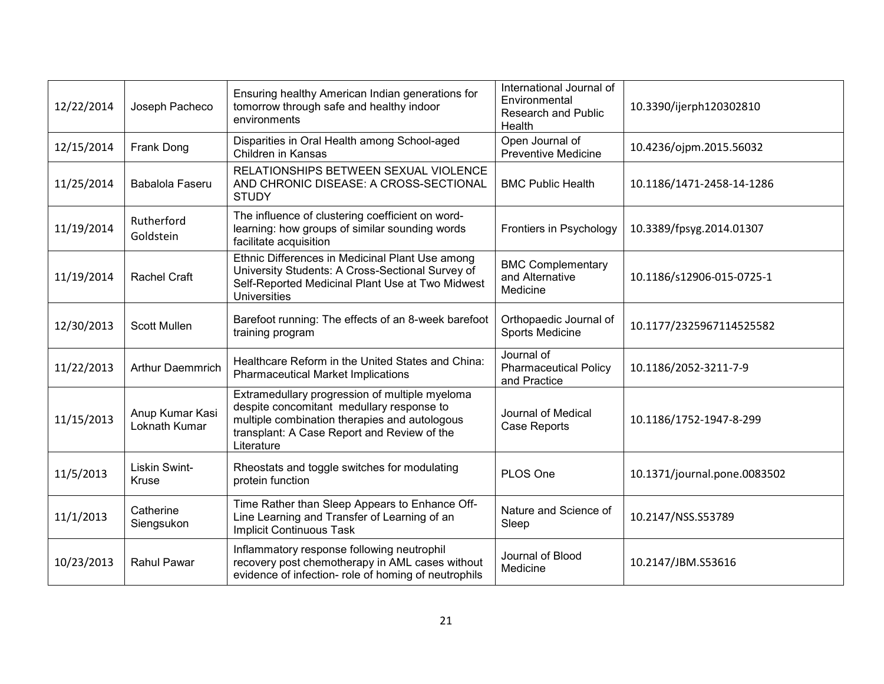| | | | | |
|---|---|---|---|---|
| 12/22/2014 | Joseph Pacheco | Ensuring healthy American Indian generations for tomorrow through safe and healthy indoor environments | International Journal of Environmental Research and Public Health | 10.3390/ijerph120302810 |
| 12/15/2014 | Frank Dong | Disparities in Oral Health among School-aged Children in Kansas | Open Journal of Preventive Medicine | 10.4236/ojpm.2015.56032 |
| 11/25/2014 | Babalola Faseru | RELATIONSHIPS BETWEEN SEXUAL VIOLENCE AND CHRONIC DISEASE: A CROSS-SECTIONAL STUDY | BMC Public Health | 10.1186/1471-2458-14-1286 |
| 11/19/2014 | Rutherford Goldstein | The influence of clustering coefficient on word-learning: how groups of similar sounding words facilitate acquisition | Frontiers in Psychology | 10.3389/fpsyg.2014.01307 |
| 11/19/2014 | Rachel Craft | Ethnic Differences in Medicinal Plant Use among University Students: A Cross-Sectional Survey of Self-Reported Medicinal Plant Use at Two Midwest Universities | BMC Complementary and Alternative Medicine | 10.1186/s12906-015-0725-1 |
| 12/30/2013 | Scott Mullen | Barefoot running: The effects of an 8-week barefoot training program | Orthopaedic Journal of Sports Medicine | 10.1177/2325967114525582 |
| 11/22/2013 | Arthur Daemmrich | Healthcare Reform in the United States and China: Pharmaceutical Market Implications | Journal of Pharmaceutical Policy and Practice | 10.1186/2052-3211-7-9 |
| 11/15/2013 | Anup Kumar Kasi Loknath Kumar | Extramedullary progression of multiple myeloma despite concomitant medullary response to multiple combination therapies and autologous transplant: A Case Report and Review of the Literature | Journal of Medical Case Reports | 10.1186/1752-1947-8-299 |
| 11/5/2013 | Liskin Swint-Kruse | Rheostats and toggle switches for modulating protein function | PLOS One | 10.1371/journal.pone.0083502 |
| 11/1/2013 | Catherine Siengsukon | Time Rather than Sleep Appears to Enhance Off-Line Learning and Transfer of Learning of an Implicit Continuous Task | Nature and Science of Sleep | 10.2147/NSS.S53789 |
| 10/23/2013 | Rahul Pawar | Inflammatory response following neutrophil recovery post chemotherapy in AML cases without evidence of infection- role of homing of neutrophils | Journal of Blood Medicine | 10.2147/JBM.S53616 |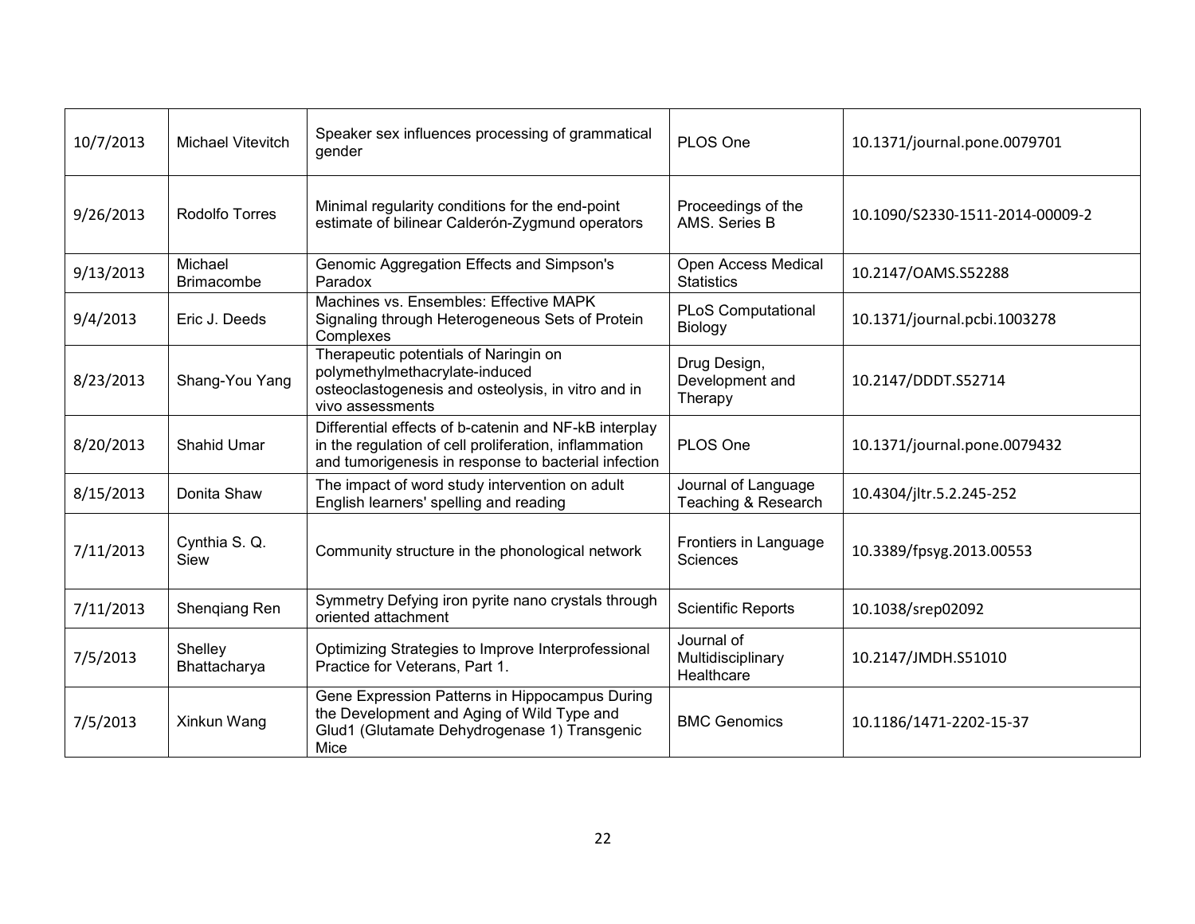| 10/7/2013 | Michael Vitevitch | Speaker sex influences processing of grammatical gender | PLOS One | 10.1371/journal.pone.0079701 |
|---|---|---|---|---|
| 9/26/2013 | Rodolfo Torres | Minimal regularity conditions for the end-point estimate of bilinear Calderón-Zygmund operators | Proceedings of the AMS. Series B | 10.1090/S2330-1511-2014-00009-2 |
| 9/13/2013 | Michael Brimacombe | Genomic Aggregation Effects and Simpson's Paradox | Open Access Medical Statistics | 10.2147/OAMS.S52288 |
| 9/4/2013 | Eric J. Deeds | Machines vs. Ensembles: Effective MAPK Signaling through Heterogeneous Sets of Protein Complexes | PLoS Computational Biology | 10.1371/journal.pcbi.1003278 |
| 8/23/2013 | Shang-You Yang | Therapeutic potentials of Naringin on polymethylmethacrylate-induced osteoclastogenesis and osteolysis, in vitro and in vivo assessments | Drug Design, Development and Therapy | 10.2147/DDDT.S52714 |
| 8/20/2013 | Shahid Umar | Differential effects of b-catenin and NF-kB interplay in the regulation of cell proliferation, inflammation and tumorigenesis in response to bacterial infection | PLOS One | 10.1371/journal.pone.0079432 |
| 8/15/2013 | Donita Shaw | The impact of word study intervention on adult English learners' spelling and reading | Journal of Language Teaching & Research | 10.4304/jltr.5.2.245-252 |
| 7/11/2013 | Cynthia S. Q. Siew | Community structure in the phonological network | Frontiers in Language Sciences | 10.3389/fpsyg.2013.00553 |
| 7/11/2013 | Shenqiang Ren | Symmetry Defying iron pyrite nano crystals through oriented attachment | Scientific Reports | 10.1038/srep02092 |
| 7/5/2013 | Shelley Bhattacharya | Optimizing Strategies to Improve Interprofessional Practice for Veterans, Part 1. | Journal of Multidisciplinary Healthcare | 10.2147/JMDH.S51010 |
| 7/5/2013 | Xinkun Wang | Gene Expression Patterns in Hippocampus During the Development and Aging of Wild Type and Glud1 (Glutamate Dehydrogenase 1) Transgenic Mice | BMC Genomics | 10.1186/1471-2202-15-37 |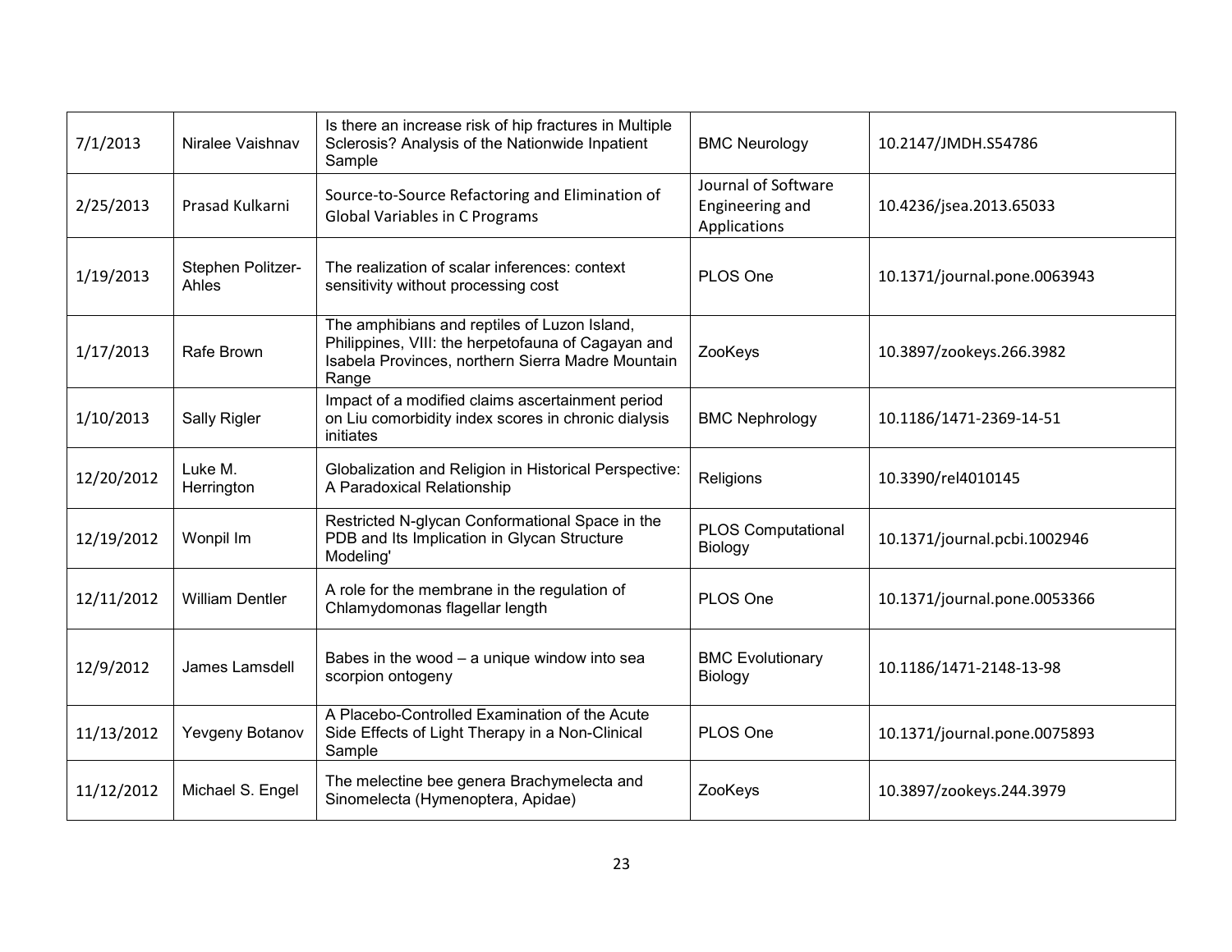| | | | | |
|---|---|---|---|---|
| 7/1/2013 | Niralee Vaishnav | Is there an increase risk of hip fractures in Multiple Sclerosis? Analysis of the Nationwide Inpatient Sample | BMC Neurology | 10.2147/JMDH.S54786 |
| 2/25/2013 | Prasad Kulkarni | Source-to-Source Refactoring and Elimination of Global Variables in C Programs | Journal of Software Engineering and Applications | 10.4236/jsea.2013.65033 |
| 1/19/2013 | Stephen Politzer-Ahles | The realization of scalar inferences: context sensitivity without processing cost | PLOS One | 10.1371/journal.pone.0063943 |
| 1/17/2013 | Rafe Brown | The amphibians and reptiles of Luzon Island, Philippines, VIII: the herpetofauna of Cagayan and Isabela Provinces, northern Sierra Madre Mountain Range | ZooKeys | 10.3897/zookeys.266.3982 |
| 1/10/2013 | Sally Rigler | Impact of a modified claims ascertainment period on Liu comorbidity index scores in chronic dialysis initiates | BMC Nephrology | 10.1186/1471-2369-14-51 |
| 12/20/2012 | Luke M. Herrington | Globalization and Religion in Historical Perspective: A Paradoxical Relationship | Religions | 10.3390/rel4010145 |
| 12/19/2012 | Wonpil Im | Restricted N-glycan Conformational Space in the PDB and Its Implication in Glycan Structure Modeling' | PLOS Computational Biology | 10.1371/journal.pcbi.1002946 |
| 12/11/2012 | William Dentler | A role for the membrane in the regulation of Chlamydomonas flagellar length | PLOS One | 10.1371/journal.pone.0053366 |
| 12/9/2012 | James Lamsdell | Babes in the wood – a unique window into sea scorpion ontogeny | BMC Evolutionary Biology | 10.1186/1471-2148-13-98 |
| 11/13/2012 | Yevgeny Botanov | A Placebo-Controlled Examination of the Acute Side Effects of Light Therapy in a Non-Clinical Sample | PLOS One | 10.1371/journal.pone.0075893 |
| 11/12/2012 | Michael S. Engel | The melectine bee genera Brachymelecta and Sinomelecta (Hymenoptera, Apidae) | ZooKeys | 10.3897/zookeys.244.3979 |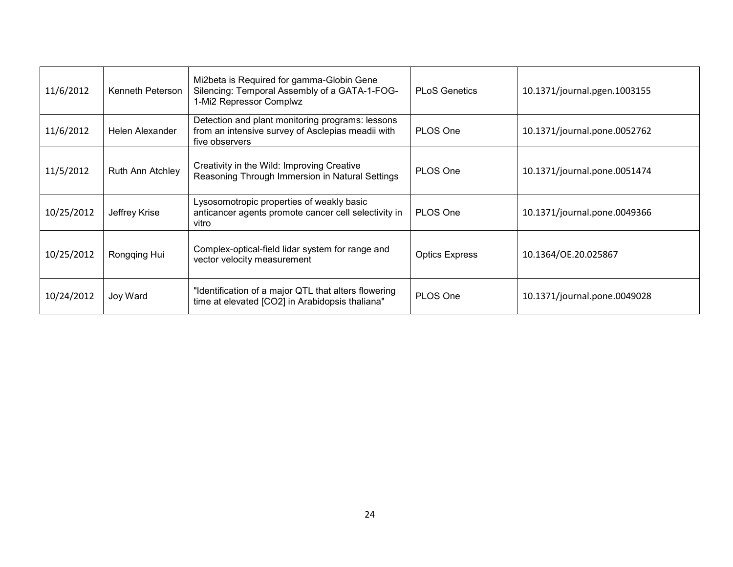| | | | | |
|---|---|---|---|---|
| 11/6/2012 | Kenneth Peterson | Mi2beta is Required for gamma-Globin Gene Silencing: Temporal Assembly of a GATA-1-FOG-1-Mi2 Repressor Complwz | PLoS Genetics | 10.1371/journal.pgen.1003155 |
| 11/6/2012 | Helen Alexander | Detection and plant monitoring programs: lessons from an intensive survey of Asclepias meadii with five observers | PLOS One | 10.1371/journal.pone.0052762 |
| 11/5/2012 | Ruth Ann Atchley | Creativity in the Wild: Improving Creative Reasoning Through Immersion in Natural Settings | PLOS One | 10.1371/journal.pone.0051474 |
| 10/25/2012 | Jeffrey Krise | Lysosomotropic properties of weakly basic anticancer agents promote cancer cell selectivity in vitro | PLOS One | 10.1371/journal.pone.0049366 |
| 10/25/2012 | Rongqing Hui | Complex-optical-field lidar system for range and vector velocity measurement | Optics Express | 10.1364/OE.20.025867 |
| 10/24/2012 | Joy Ward | "Identification of a major QTL that alters flowering time at elevated [CO2] in Arabidopsis thaliana" | PLOS One | 10.1371/journal.pone.0049028 |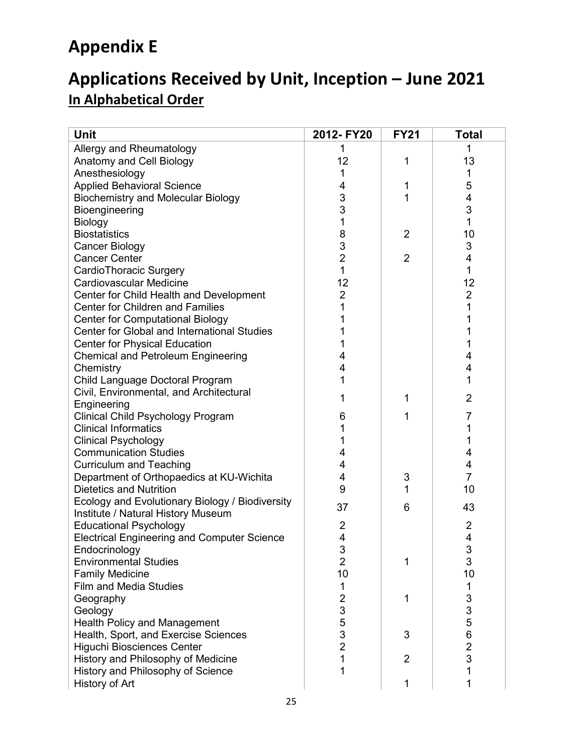# Appendix E

# Applications Received by Unit, Inception – June 2021

## In Alphabetical Order

| Unit | 2012- FY20 | FY21 | Total |
|---|---|---|---|
| Allergy and Rheumatology | 1 | | 1 |
| Anatomy and Cell Biology | 12 | 1 | 13 |
| Anesthesiology | 1 | | 1 |
| Applied Behavioral Science | 4 | 1 | 5 |
| Biochemistry and Molecular Biology | 3 | 1 | 4 |
| Bioengineering | 3 | | 3 |
| Biology | 1 | | 1 |
| Biostatistics | 8 | 2 | 10 |
| Cancer Biology | 3 | | 3 |
| Cancer Center | 2 | 2 | 4 |
| CardioThoracic Surgery | 1 | | 1 |
| Cardiovascular Medicine | 12 | | 12 |
| Center for Child Health and Development | 2 | | 2 |
| Center for Children and Families | 1 | | 1 |
| Center for Computational Biology | 1 | | 1 |
| Center for Global and International Studies | 1 | | 1 |
| Center for Physical Education | 1 | | 1 |
| Chemical and Petroleum Engineering | 4 | | 4 |
| Chemistry | 4 | | 4 |
| Child Language Doctoral Program | 1 | | 1 |
| Civil, Environmental, and Architectural Engineering | 1 | 1 | 2 |
| Clinical Child Psychology Program | 6 | 1 | 7 |
| Clinical Informatics | 1 | | 1 |
| Clinical Psychology | 1 | | 1 |
| Communication Studies | 4 | | 4 |
| Curriculum and Teaching | 4 | | 4 |
| Department of Orthopaedics at KU-Wichita | 4 | 3 | 7 |
| Dietetics and Nutrition | 9 | 1 | 10 |
| Ecology and Evolutionary Biology / Biodiversity Institute / Natural History Museum | 37 | 6 | 43 |
| Educational Psychology | 2 | | 2 |
| Electrical Engineering and Computer Science | 4 | | 4 |
| Endocrinology | 3 | | 3 |
| Environmental Studies | 2 | 1 | 3 |
| Family Medicine | 10 | | 10 |
| Film and Media Studies | 1 | | 1 |
| Geography | 2 | 1 | 3 |
| Geology | 3 | | 3 |
| Health Policy and Management | 5 | | 5 |
| Health, Sport, and Exercise Sciences | 3 | 3 | 6 |
| Higuchi Biosciences Center | 2 | | 2 |
| History and Philosophy of Medicine | 1 | 2 | 3 |
| History and Philosophy of Science | 1 | | 1 |
| History of Art | | 1 | 1 |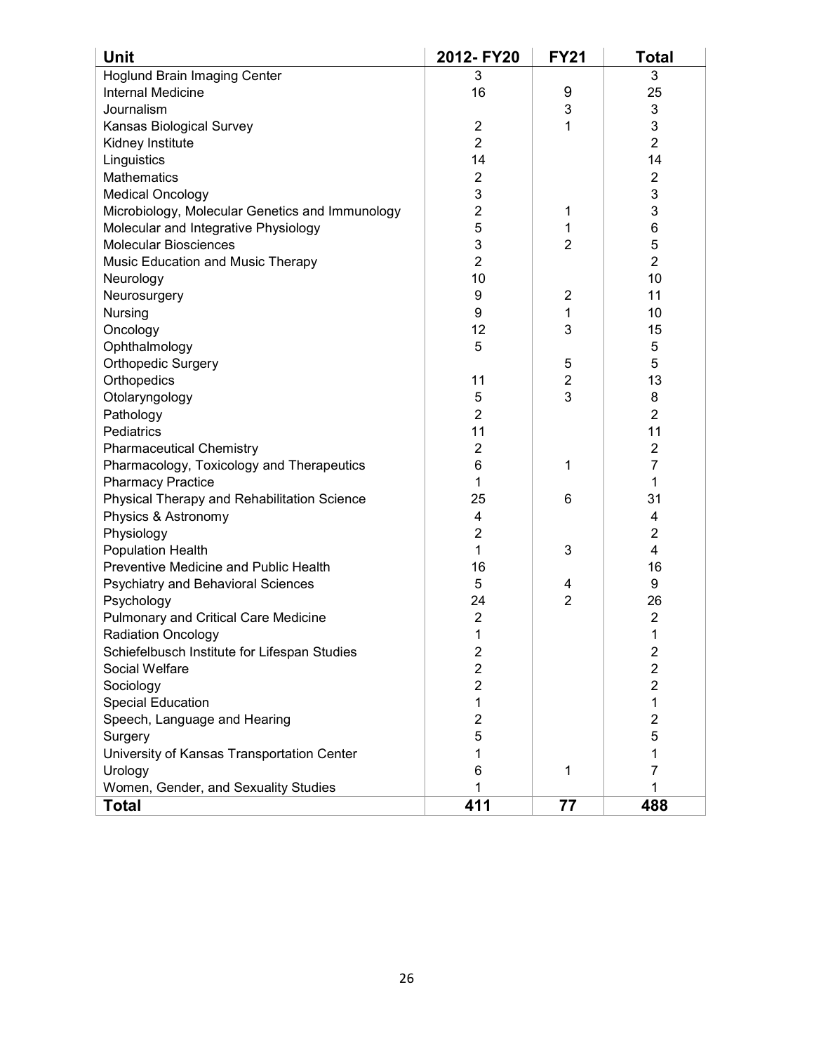| Unit | 2012- FY20 | FY21 | Total |
|---|---|---|---|
| Hoglund Brain Imaging Center | 3 | | 3 |
| Internal Medicine | 16 | 9 | 25 |
| Journalism | | 3 | 3 |
| Kansas Biological Survey | 2 | 1 | 3 |
| Kidney Institute | 2 | | 2 |
| Linguistics | 14 | | 14 |
| Mathematics | 2 | | 2 |
| Medical Oncology | 3 | | 3 |
| Microbiology, Molecular Genetics and Immunology | 2 | 1 | 3 |
| Molecular and Integrative Physiology | 5 | 1 | 6 |
| Molecular Biosciences | 3 | 2 | 5 |
| Music Education and Music Therapy | 2 | | 2 |
| Neurology | 10 | | 10 |
| Neurosurgery | 9 | 2 | 11 |
| Nursing | 9 | 1 | 10 |
| Oncology | 12 | 3 | 15 |
| Ophthalmology | 5 | | 5 |
| Orthopedic Surgery | | 5 | 5 |
| Orthopedics | 11 | 2 | 13 |
| Otolaryngology | 5 | 3 | 8 |
| Pathology | 2 | | 2 |
| Pediatrics | 11 | | 11 |
| Pharmaceutical Chemistry | 2 | | 2 |
| Pharmacology, Toxicology and Therapeutics | 6 | 1 | 7 |
| Pharmacy Practice | 1 | | 1 |
| Physical Therapy and Rehabilitation Science | 25 | 6 | 31 |
| Physics & Astronomy | 4 | | 4 |
| Physiology | 2 | | 2 |
| Population Health | 1 | 3 | 4 |
| Preventive Medicine and Public Health | 16 | | 16 |
| Psychiatry and Behavioral Sciences | 5 | 4 | 9 |
| Psychology | 24 | 2 | 26 |
| Pulmonary and Critical Care Medicine | 2 | | 2 |
| Radiation Oncology | 1 | | 1 |
| Schiefelbusch Institute for Lifespan Studies | 2 | | 2 |
| Social Welfare | 2 | | 2 |
| Sociology | 2 | | 2 |
| Special Education | 1 | | 1 |
| Speech, Language and Hearing | 2 | | 2 |
| Surgery | 5 | | 5 |
| University of Kansas Transportation Center | 1 | | 1 |
| Urology | 6 | 1 | 7 |
| Women, Gender, and Sexuality Studies | 1 | | 1 |
| **Total** | **411** | **77** | **488** |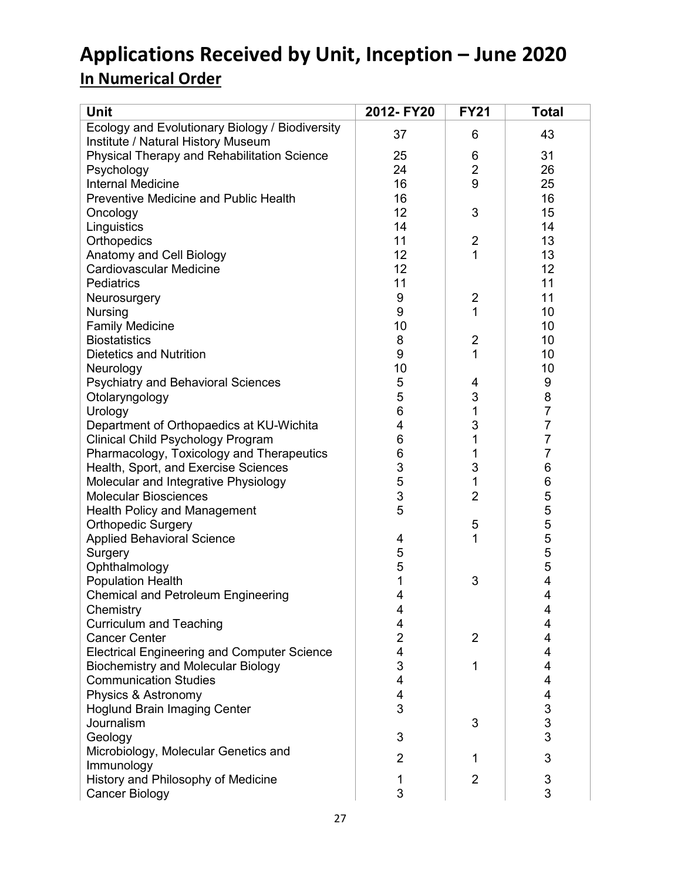# Applications Received by Unit, Inception – June 2020

## In Numerical Order

| Unit | 2012- FY20 | FY21 | Total |
|---|---|---|---|
| Ecology and Evolutionary Biology / Biodiversity Institute / Natural History Museum | 37 | 6 | 43 |
| Physical Therapy and Rehabilitation Science | 25 | 6 | 31 |
| Psychology | 24 | 2 | 26 |
| Internal Medicine | 16 | 9 | 25 |
| Preventive Medicine and Public Health | 16 | | 16 |
| Oncology | 12 | 3 | 15 |
| Linguistics | 14 | | 14 |
| Orthopedics | 11 | 2 | 13 |
| Anatomy and Cell Biology | 12 | 1 | 13 |
| Cardiovascular Medicine | 12 | | 12 |
| Pediatrics | 11 | | 11 |
| Neurosurgery | 9 | 2 | 11 |
| Nursing | 9 | 1 | 10 |
| Family Medicine | 10 | | 10 |
| Biostatistics | 8 | 2 | 10 |
| Dietetics and Nutrition | 9 | 1 | 10 |
| Neurology | 10 | | 10 |
| Psychiatry and Behavioral Sciences | 5 | 4 | 9 |
| Otolaryngology | 5 | 3 | 8 |
| Urology | 6 | 1 | 7 |
| Department of Orthopaedics at KU-Wichita | 4 | 3 | 7 |
| Clinical Child Psychology Program | 6 | 1 | 7 |
| Pharmacology, Toxicology and Therapeutics | 6 | 1 | 7 |
| Health, Sport, and Exercise Sciences | 3 | 3 | 6 |
| Molecular and Integrative Physiology | 5 | 1 | 6 |
| Molecular Biosciences | 3 | 2 | 5 |
| Health Policy and Management | 5 | | 5 |
| Orthopedic Surgery | | 5 | 5 |
| Applied Behavioral Science | 4 | 1 | 5 |
| Surgery | 5 | | 5 |
| Ophthalmology | 5 | | 5 |
| Population Health | 1 | 3 | 4 |
| Chemical and Petroleum Engineering | 4 | | 4 |
| Chemistry | 4 | | 4 |
| Curriculum and Teaching | 4 | | 4 |
| Cancer Center | 2 | 2 | 4 |
| Electrical Engineering and Computer Science | 4 | | 4 |
| Biochemistry and Molecular Biology | 3 | 1 | 4 |
| Communication Studies | 4 | | 4 |
| Physics & Astronomy | 4 | | 4 |
| Hoglund Brain Imaging Center | 3 | | 3 |
| Journalism | | 3 | 3 |
| Geology | 3 | | 3 |
| Microbiology, Molecular Genetics and Immunology | 2 | 1 | 3 |
| History and Philosophy of Medicine | 1 | 2 | 3 |
| Cancer Biology | 3 | | 3 |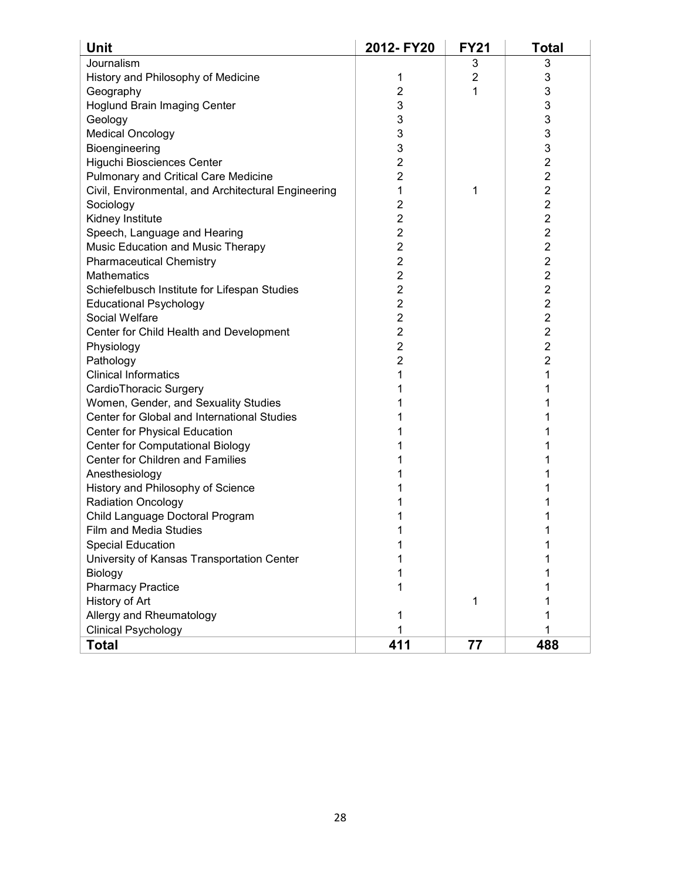| Unit | 2012- FY20 | FY21 | Total |
|---|---|---|---|
| Journalism | | 3 | 3 |
| History and Philosophy of Medicine | 1 | 2 | 3 |
| Geography | 2 | 1 | 3 |
| Hoglund Brain Imaging Center | 3 | | 3 |
| Geology | 3 | | 3 |
| Medical Oncology | 3 | | 3 |
| Bioengineering | 3 | | 3 |
| Higuchi Biosciences Center | 2 | | 2 |
| Pulmonary and Critical Care Medicine | 2 | | 2 |
| Civil, Environmental, and Architectural Engineering | 1 | 1 | 2 |
| Sociology | 2 | | 2 |
| Kidney Institute | 2 | | 2 |
| Speech, Language and Hearing | 2 | | 2 |
| Music Education and Music Therapy | 2 | | 2 |
| Pharmaceutical Chemistry | 2 | | 2 |
| Mathematics | 2 | | 2 |
| Schiefelbusch Institute for Lifespan Studies | 2 | | 2 |
| Educational Psychology | 2 | | 2 |
| Social Welfare | 2 | | 2 |
| Center for Child Health and Development | 2 | | 2 |
| Physiology | 2 | | 2 |
| Pathology | 2 | | 2 |
| Clinical Informatics | 1 | | 1 |
| CardioThoracic Surgery | 1 | | 1 |
| Women, Gender, and Sexuality Studies | 1 | | 1 |
| Center for Global and International Studies | 1 | | 1 |
| Center for Physical Education | 1 | | 1 |
| Center for Computational Biology | 1 | | 1 |
| Center for Children and Families | 1 | | 1 |
| Anesthesiology | 1 | | 1 |
| History and Philosophy of Science | 1 | | 1 |
| Radiation Oncology | 1 | | 1 |
| Child Language Doctoral Program | 1 | | 1 |
| Film and Media Studies | 1 | | 1 |
| Special Education | 1 | | 1 |
| University of Kansas Transportation Center | 1 | | 1 |
| Biology | 1 | | 1 |
| Pharmacy Practice | 1 | | 1 |
| History of Art | | 1 | 1 |
| Allergy and Rheumatology | 1 | | 1 |
| Clinical Psychology | 1 | | 1 |
| **Total** | **411** | **77** | **488** |